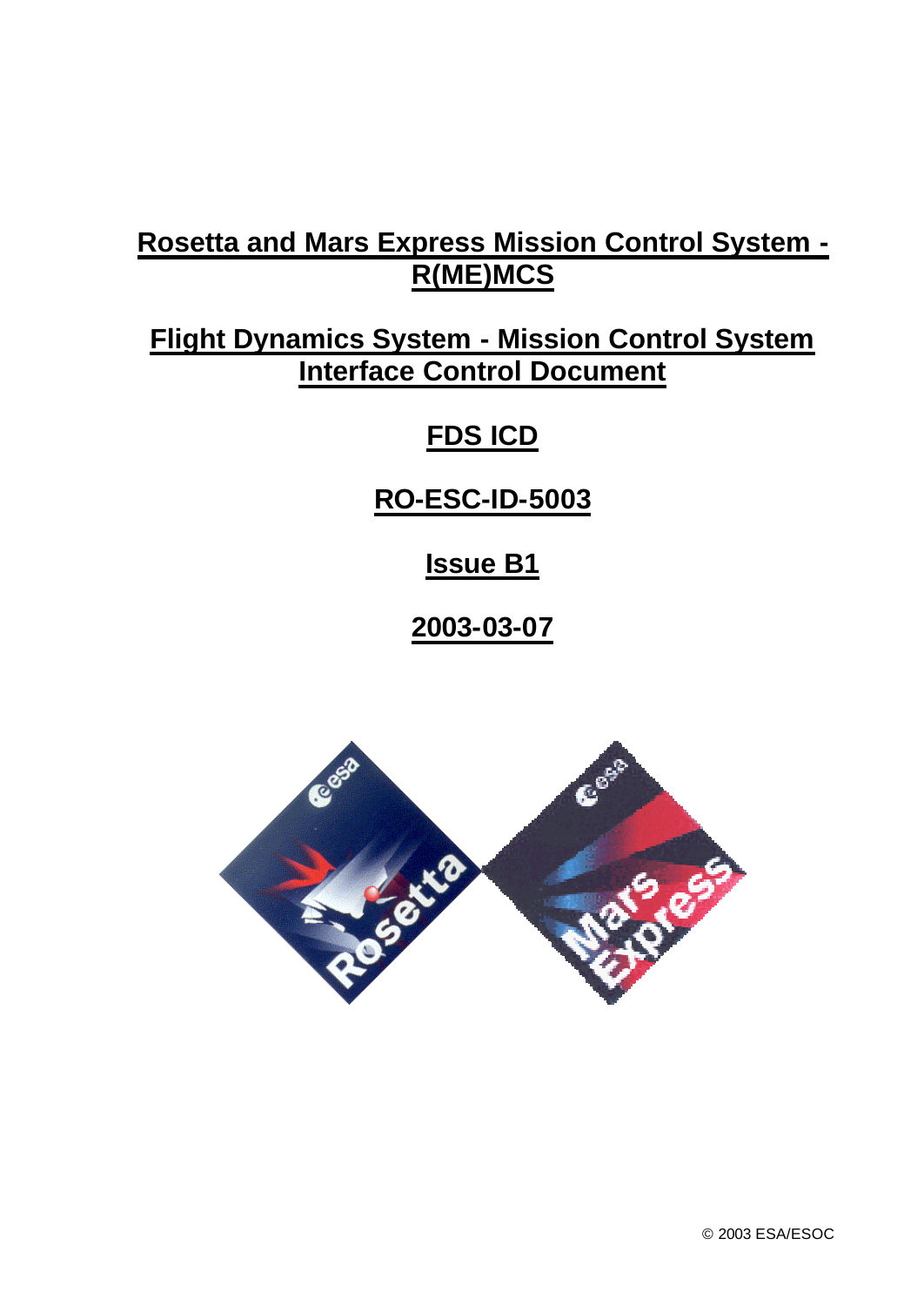# Rosetta and Mars Express Mission Control System - R(ME)MCS

# Flight Dynamics System - Mission Control System Interface Control Document

# FDS ICD

# RO-ESC-ID-5003

# Issue B1

# 2003-03-07

© 2003 ESA/ESOC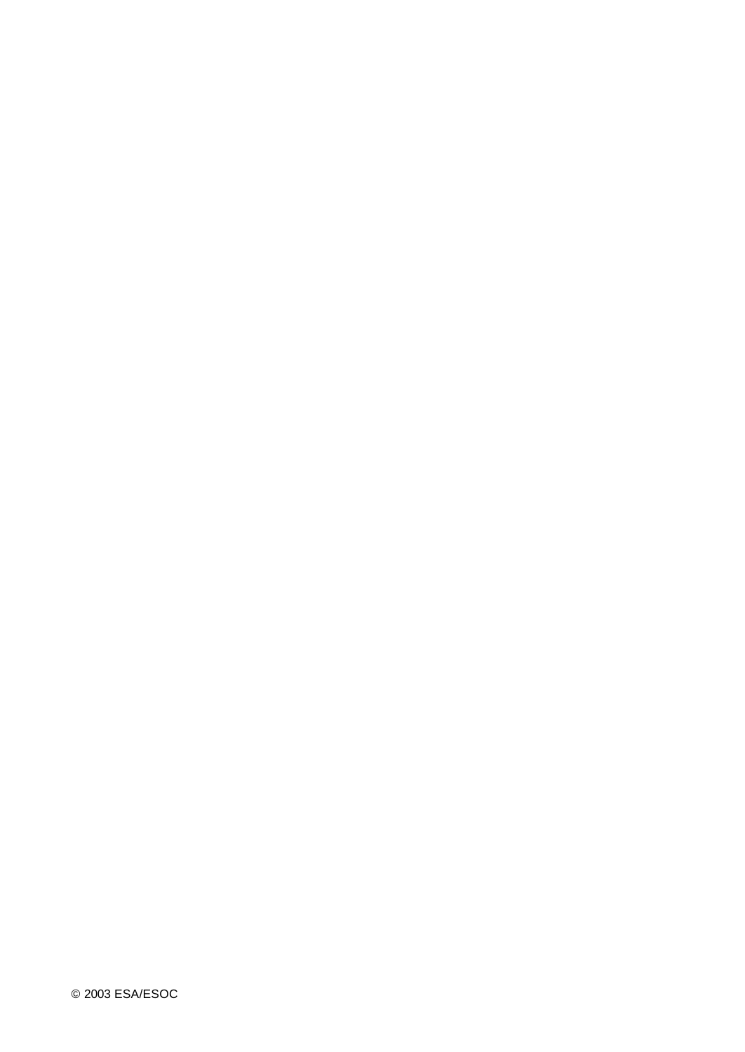© 2003 ESA/ESOC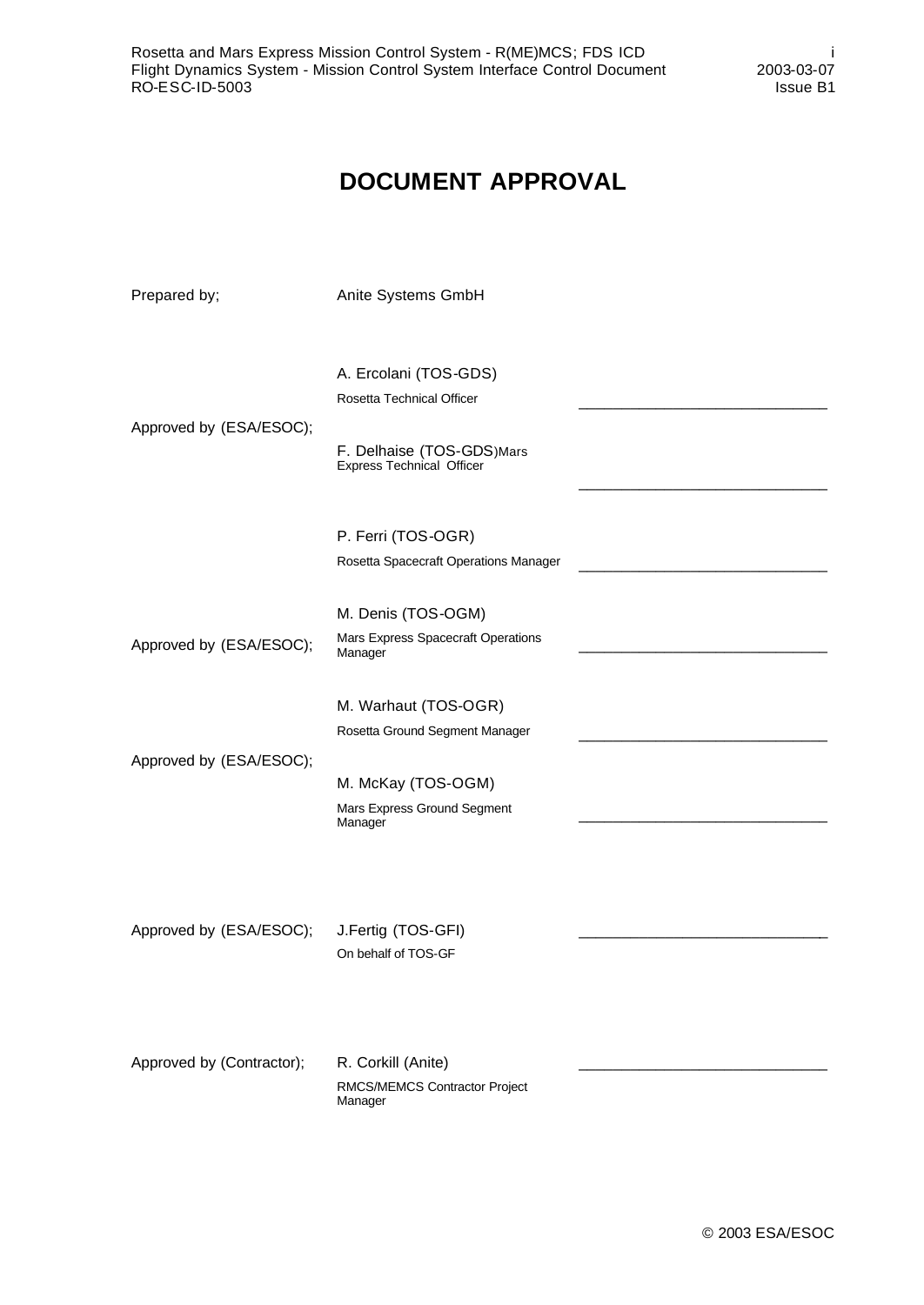# DOCUMENT APPROVAL

| | | |
|---|---|---|
| Prepared by; | Anite Systems GmbH | |
| Approved by (ESA/ESOC); | A. Ercolani (TOS-GDS)<br>Rosetta Technical Officer | ______________________________ |
| | F. Delhaise (TOS-GDS)Mars Express Technical Officer | ______________________________ |
| Approved by (ESA/ESOC); | P. Ferri (TOS-OGR)<br>Rosetta Spacecraft Operations Manager | ______________________________ |
| | M. Denis (TOS-OGM)<br>Mars Express Spacecraft Operations Manager | ______________________________ |
| Approved by (ESA/ESOC); | M. Warhaut (TOS-OGR)<br>Rosetta Ground Segment Manager | ______________________________ |
| | M. McKay (TOS-OGM)<br>Mars Express Ground Segment Manager | ______________________________ |
| Approved by (ESA/ESOC); | J.Fertig (TOS-GFI)<br>On behalf of TOS-GF | ______________________________ |
| Approved by (Contractor); | R. Corkill (Anite)<br>RMCS/MEMCS Contractor Project Manager | ______________________________ |

© 2003 ESA/ESOC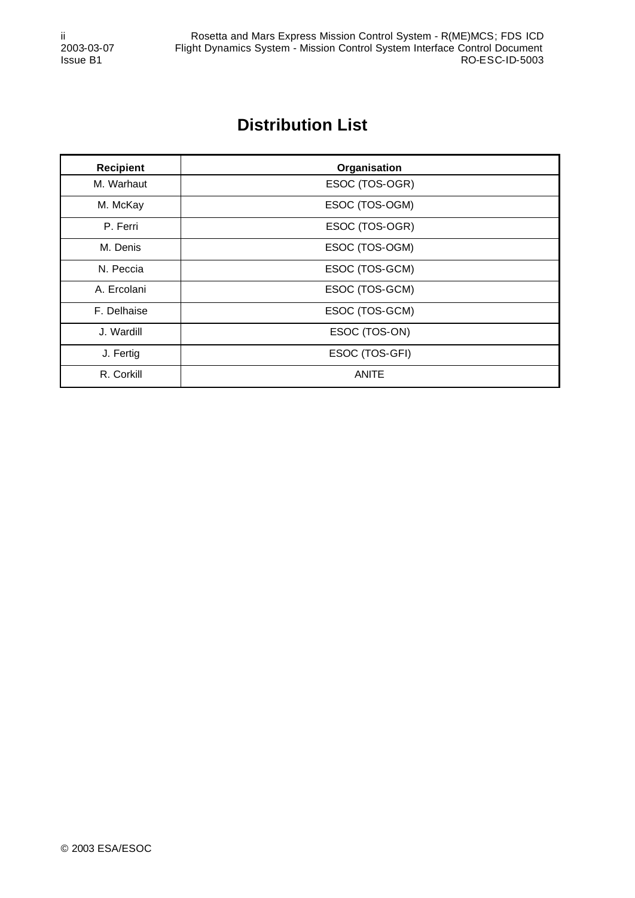# Distribution List

| Recipient | Organisation |
|---|---|
| M. Warhaut | ESOC (TOS-OGR) |
| M. McKay | ESOC (TOS-OGM) |
| P. Ferri | ESOC (TOS-OGR) |
| M. Denis | ESOC (TOS-OGM) |
| N. Peccia | ESOC (TOS-GCM) |
| A. Ercolani | ESOC (TOS-GCM) |
| F. Delhaise | ESOC (TOS-GCM) |
| J. Wardill | ESOC (TOS-ON) |
| J. Fertig | ESOC (TOS-GFI) |
| R. Corkill | ANITE |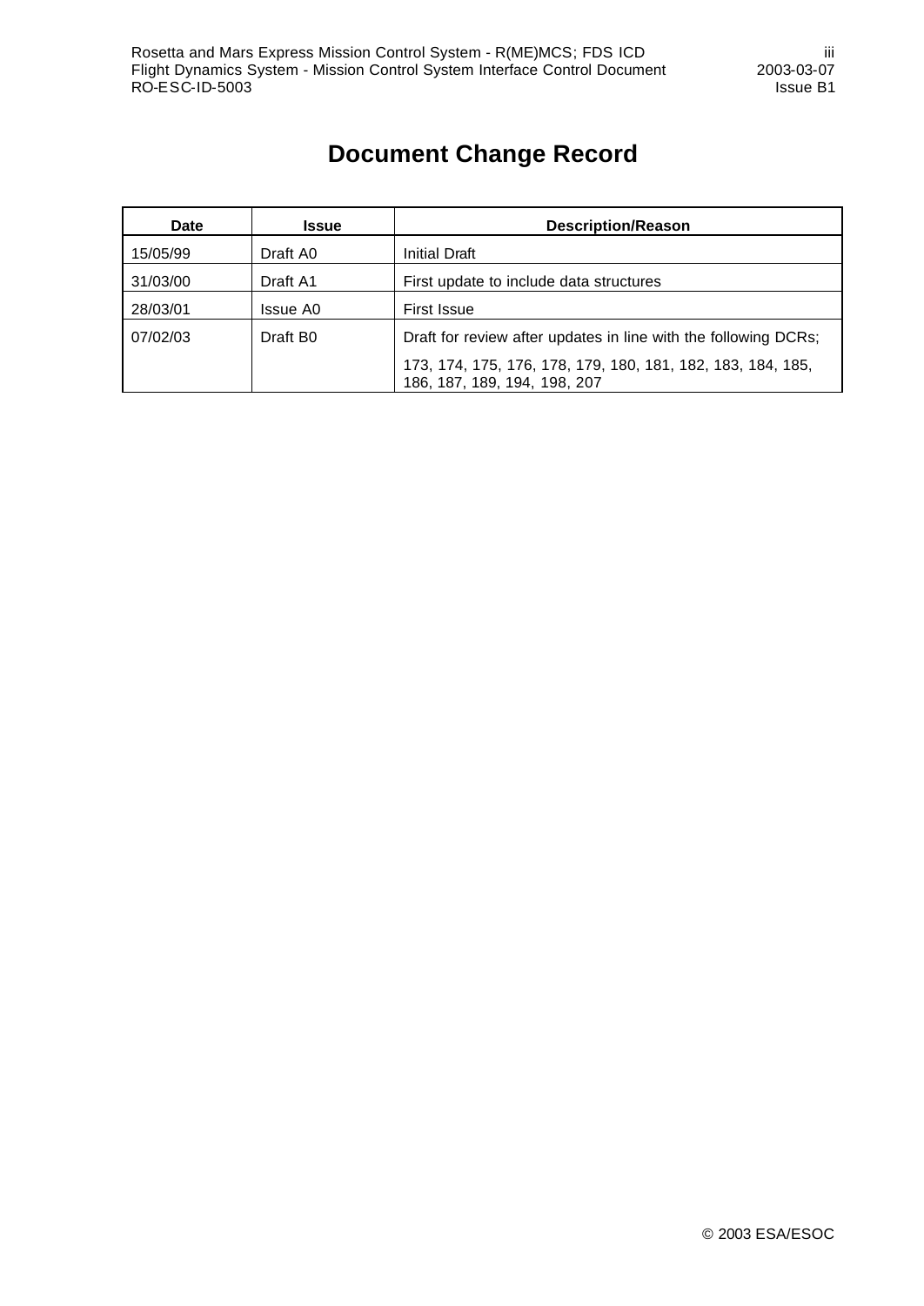# Document Change Record

| Date | Issue | Description/Reason |
|---|---|---|
| 15/05/99 | Draft A0 | Initial Draft |
| 31/03/00 | Draft A1 | First update to include data structures |
| 28/03/01 | Issue A0 | First Issue |
| 07/02/03 | Draft B0 | Draft for review after updates in line with the following DCRs; 173, 174, 175, 176, 178, 179, 180, 181, 182, 183, 184, 185, 186, 187, 189, 194, 198, 207 |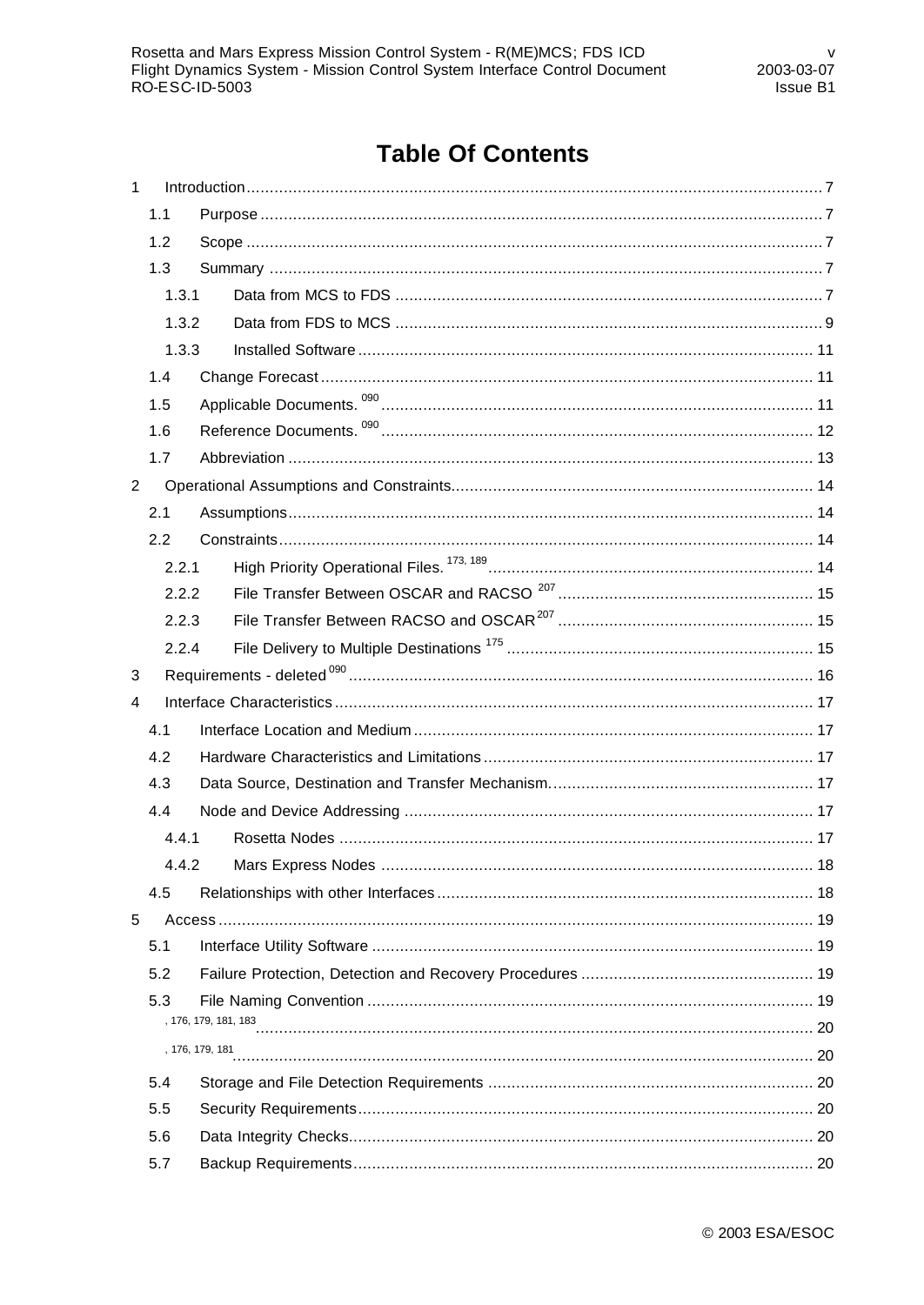# Table Of Contents

1 Introduction ........................................................................................................................... 7

1.1 Purpose ........................................................................................................................ 7

1.2 Scope ........................................................................................................................... 7

1.3 Summary ...................................................................................................................... 7

1.3.1 Data from MCS to FDS ........................................................................................... 7

1.3.2 Data from FDS to MCS ........................................................................................... 9

1.3.3 Installed Software ................................................................................................. 11

1.4 Change Forecast ......................................................................................................... 11

1.5 Applicable Documents. [090] ............................................................................................ 11

1.6 Reference Documents. [090] ............................................................................................ 12

1.7 Abbreviation ................................................................................................................ 13

2 Operational Assumptions and Constraints............................................................................. 14

2.1 Assumptions................................................................................................................ 14

2.2 Constraints .................................................................................................................. 14

2.2.1 High Priority Operational Files. [173, 189] ..................................................................... 14

2.2.2 File Transfer Between OSCAR and RACSO [207] ...................................................... 15

2.2.3 File Transfer Between RACSO and OSCAR [207] ...................................................... 15

2.2.4 File Delivery to Multiple Destinations [175] ................................................................. 15

3 Requirements - deleted [090] .................................................................................................. 16

4 Interface Characteristics ...................................................................................................... 17

4.1 Interface Location and Medium ..................................................................................... 17

4.2 Hardware Characteristics and Limitations ...................................................................... 17

4.3 Data Source, Destination and Transfer Mechanism......................................................... 17

4.4 Node and Device Addressing ........................................................................................ 17

4.4.1 Rosetta Nodes ..................................................................................................... 17

4.4.2 Mars Express Nodes ............................................................................................ 18

4.5 Relationships with other Interfaces ................................................................................ 18

5 Access ............................................................................................................................... 19

5.1 Interface Utility Software .............................................................................................. 19

5.2 Failure Protection, Detection and Recovery Procedures .................................................. 19

5.3 File Naming Convention ............................................................................................... 19

[, 176, 179, 181, 183] ......................................................................................................................... 20

[, 176, 179, 181] ............................................................................................................................... 20

5.4 Storage and File Detection Requirements ..................................................................... 20

5.5 Security Requirements ................................................................................................. 20

5.6 Data Integrity Checks................................................................................................... 20

5.7 Backup Requirements .................................................................................................. 20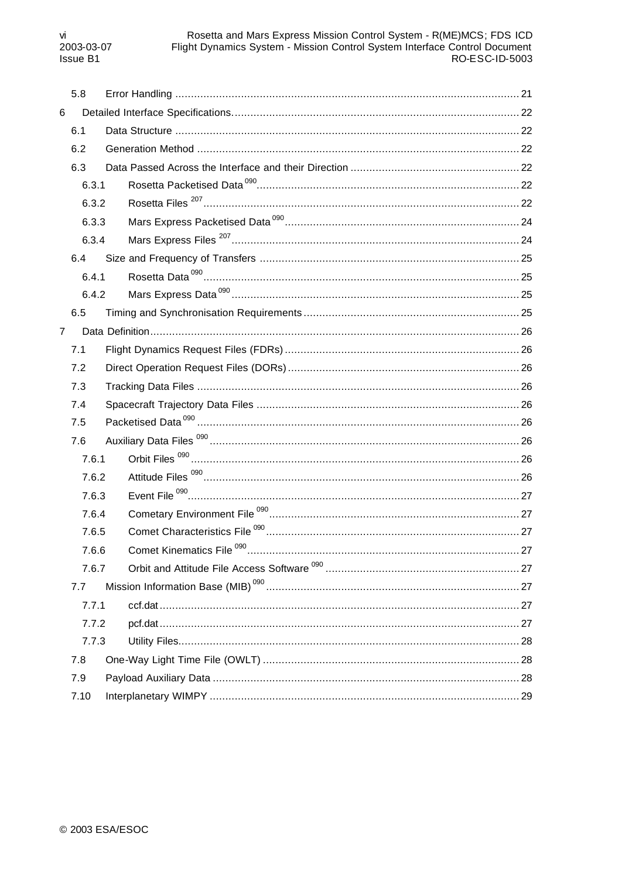5.8 Error Handling ............................................................................................................. 21

6 Detailed Interface Specifications............................................................................................ 22

6.1 Data Structure ............................................................................................................. 22

6.2 Generation Method ...................................................................................................... 22

6.3 Data Passed Across the Interface and their Direction ...................................................... 22

6.3.1 Rosetta Packetised Data [090] .................................................................................. 22

6.3.2 Rosetta Files [207] .................................................................................................... 22

6.3.3 Mars Express Packetised Data [090] .......................................................................... 24

6.3.4 Mars Express Files [207] ........................................................................................... 24

6.4 Size and Frequency of Transfers ................................................................................... 25

6.4.1 Rosetta Data [090] .................................................................................................... 25

6.4.2 Mars Express Data [090] ........................................................................................... 25

6.5 Timing and Synchronisation Requirements ..................................................................... 25

7 Data Definition...................................................................................................................... 26

7.1 Flight Dynamics Request Files (FDRs) ........................................................................... 26

7.2 Direct Operation Request Files (DORs) .......................................................................... 26

7.3 Tracking Data Files ...................................................................................................... 26

7.4 Spacecraft Trajectory Data Files .................................................................................... 26

7.5 Packetised Data [090] ................................................................................................... 26

7.6 Auxiliary Data Files [090] .............................................................................................. 26

7.6.1 Orbit Files [090] ........................................................................................................ 26

7.6.2 Attitude Files [090] .................................................................................................... 26

7.6.3 Event File [090] ......................................................................................................... 27

7.6.4 Cometary Environment File [090] ............................................................................... 27

7.6.5 Comet Characteristics File [090] ................................................................................ 27

7.6.6 Comet Kinematics File [090] ...................................................................................... 27

7.6.7 Orbit and Attitude File Access Software [090] ............................................................. 27

7.7 Mission Information Base (MIB) [090] ............................................................................ 27

7.7.1 ccf.dat .................................................................................................................... 27

7.7.2 pcf.dat .................................................................................................................... 27

7.7.3 Utility Files............................................................................................................... 28

7.8 One-Way Light Time File (OWLT) .................................................................................. 28

7.9 Payload Auxiliary Data ................................................................................................. 28

7.10 Interplanetary WIMPY .................................................................................................. 29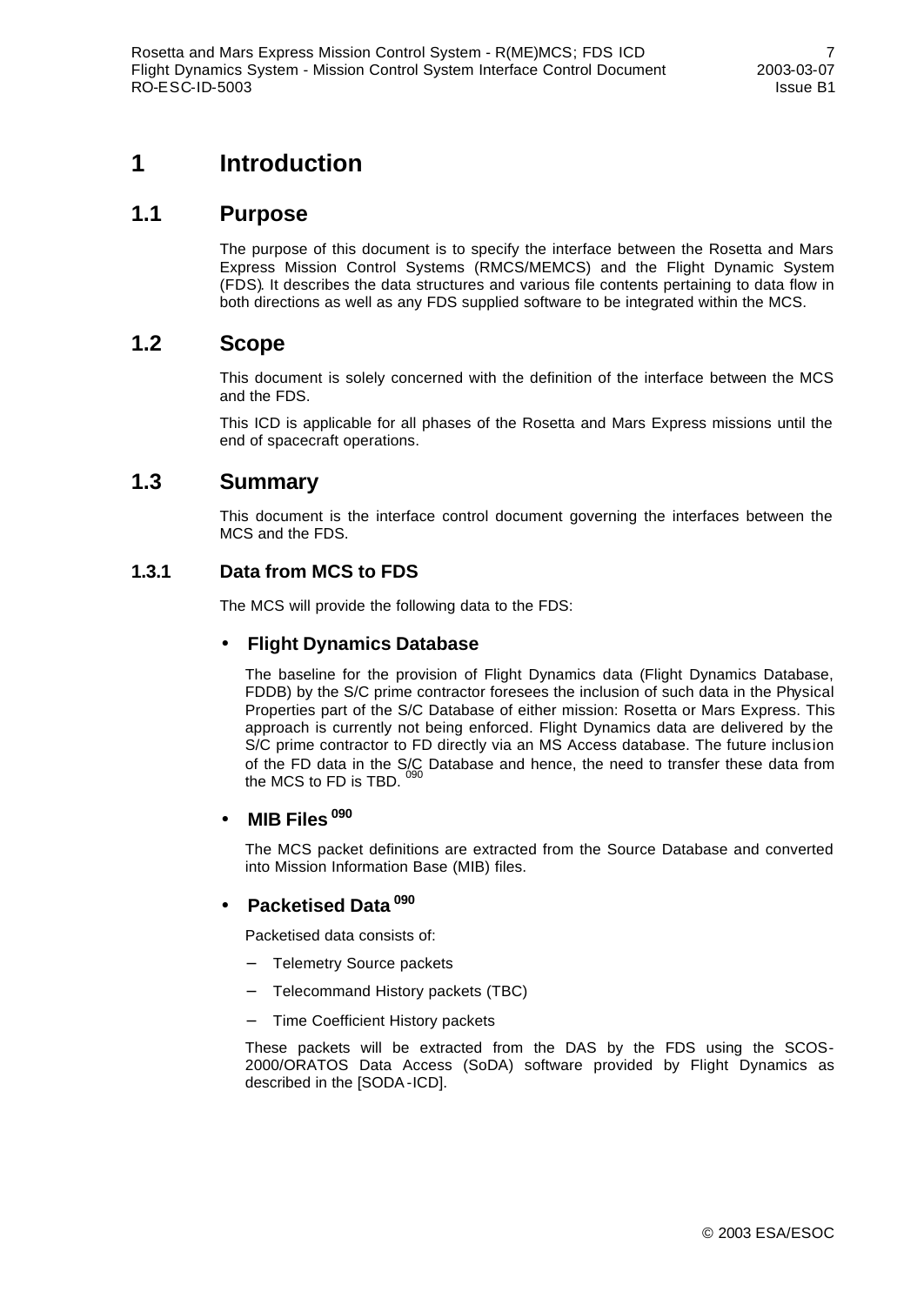// Omitting running header/footer. Superscript "090" change markers rendered as [090].

# 1 Introduction

## 1.1 Purpose

The purpose of this document is to specify the interface between the Rosetta and Mars Express Mission Control Systems (RMCS/MEMCS) and the Flight Dynamic System (FDS). It describes the data structures and various file contents pertaining to data flow in both directions as well as any FDS supplied software to be integrated within the MCS.

## 1.2 Scope

This document is solely concerned with the definition of the interface between the MCS and the FDS.

This ICD is applicable for all phases of the Rosetta and Mars Express missions until the end of spacecraft operations.

## 1.3 Summary

This document is the interface control document governing the interfaces between the MCS and the FDS.

### 1.3.1 Data from MCS to FDS

The MCS will provide the following data to the FDS:

- **Flight Dynamics Database**

  The baseline for the provision of Flight Dynamics data (Flight Dynamics Database, FDDB) by the S/C prime contractor foresees the inclusion of such data in the Physical Properties part of the S/C Database of either mission: Rosetta or Mars Express. This approach is currently not being enforced. Flight Dynamics data are delivered by the S/C prime contractor to FD directly via an MS Access database. The future inclusion of the FD data in the S/C Database and hence, the need to transfer these data from the MCS to FD is TBD. [090]

- **MIB Files [090]**

  The MCS packet definitions are extracted from the Source Database and converted into Mission Information Base (MIB) files.

- **Packetised Data [090]**

  Packetised data consists of:

  - Telemetry Source packets
  - Telecommand History packets (TBC)
  - Time Coefficient History packets

  These packets will be extracted from the DAS by the FDS using the SCOS-2000/ORATOS Data Access (SoDA) software provided by Flight Dynamics as described in the [SODA-ICD].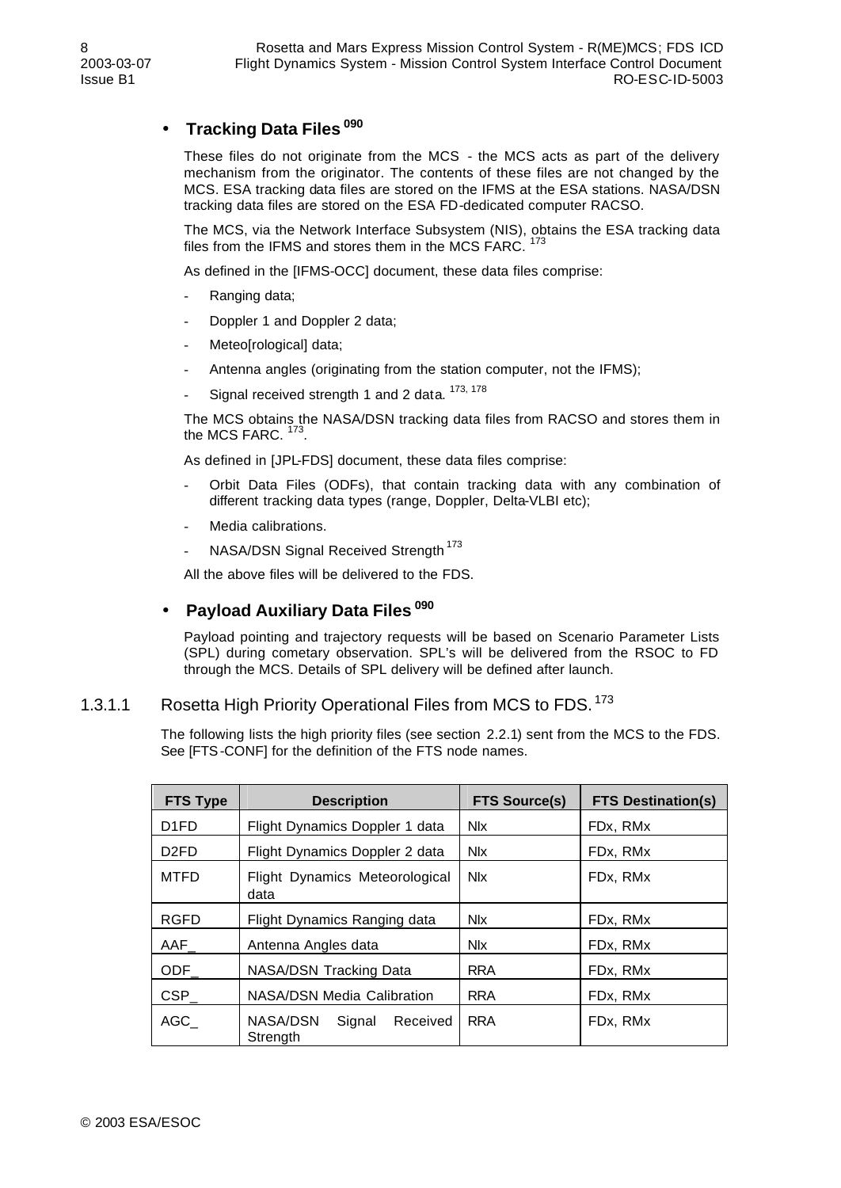- **Tracking Data Files [090]**

  These files do not originate from the MCS - the MCS acts as part of the delivery mechanism from the originator. The contents of these files are not changed by the MCS. ESA tracking data files are stored on the IFMS at the ESA stations. NASA/DSN tracking data files are stored on the ESA FD-dedicated computer RACSO.

  The MCS, via the Network Interface Subsystem (NIS), obtains the ESA tracking data files from the IFMS and stores them in the MCS FARC. [173]

  As defined in the [IFMS-OCC] document, these data files comprise:

  - Ranging data;
  - Doppler 1 and Doppler 2 data;
  - Meteo[rological] data;
  - Antenna angles (originating from the station computer, not the IFMS);
  - Signal received strength 1 and 2 data. [173, 178]

  The MCS obtains the NASA/DSN tracking data files from RACSO and stores them in the MCS FARC. [173].

  As defined in [JPL-FDS] document, these data files comprise:

  - Orbit Data Files (ODFs), that contain tracking data with any combination of different tracking data types (range, Doppler, Delta-VLBI etc);
  - Media calibrations.
  - NASA/DSN Signal Received Strength [173]

  All the above files will be delivered to the FDS.

- **Payload Auxiliary Data Files [090]**

  Payload pointing and trajectory requests will be based on Scenario Parameter Lists (SPL) during cometary observation. SPL's will be delivered from the RSOC to FD through the MCS. Details of SPL delivery will be defined after launch.

### 1.3.1.1 Rosetta High Priority Operational Files from MCS to FDS. [173]

The following lists the high priority files (see section 2.2.1) sent from the MCS to the FDS. See [FTS-CONF] for the definition of the FTS node names.

| FTS Type | Description | FTS Source(s) | FTS Destination(s) |
|---|---|---|---|
| D1FD | Flight Dynamics Doppler 1 data | NIx | FDx, RMx |
| D2FD | Flight Dynamics Doppler 2 data | NIx | FDx, RMx |
| MTFD | Flight Dynamics Meteorological data | NIx | FDx, RMx |
| RGFD | Flight Dynamics Ranging data | NIx | FDx, RMx |
| AAF_ | Antenna Angles data | NIx | FDx, RMx |
| ODF_ | NASA/DSN Tracking Data | RRA | FDx, RMx |
| CSP_ | NASA/DSN Media Calibration | RRA | FDx, RMx |
| AGC_ | NASA/DSN Signal Received Strength | RRA | FDx, RMx |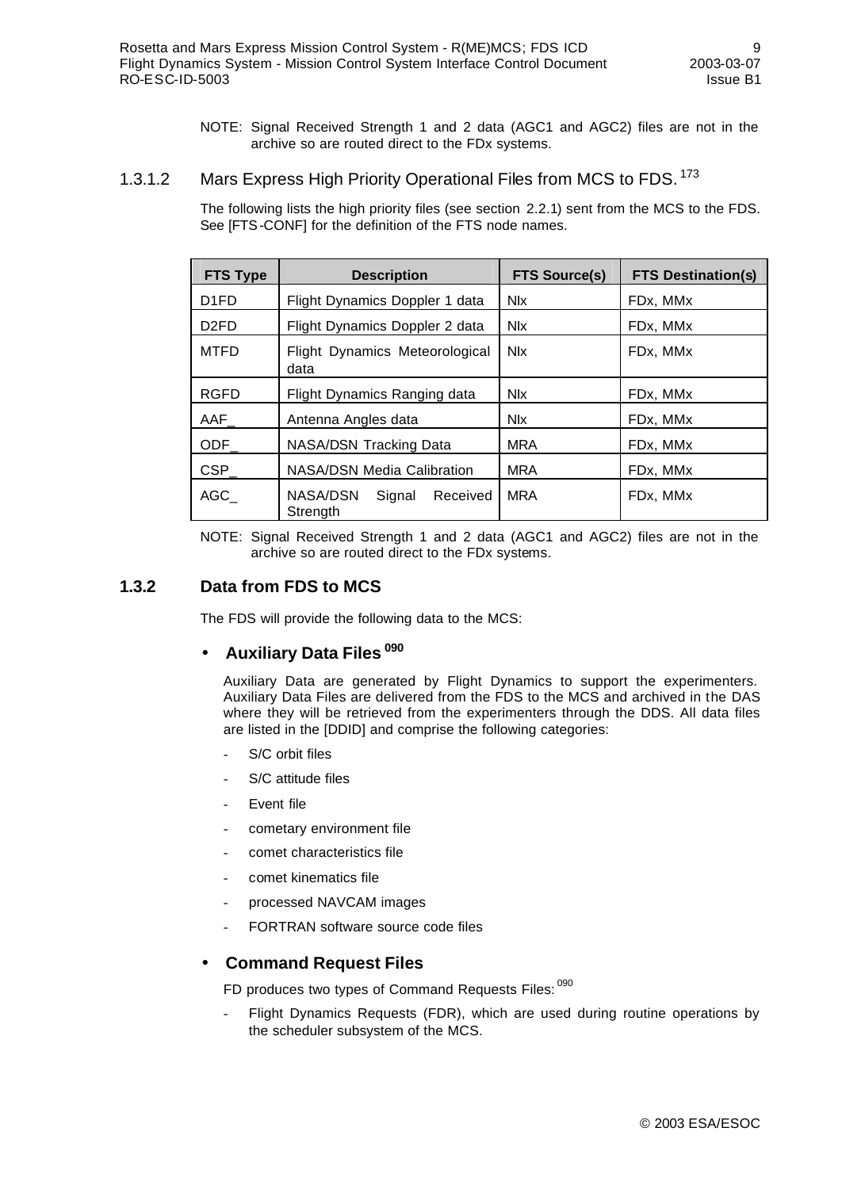NOTE: Signal Received Strength 1 and 2 data (AGC1 and AGC2) files are not in the archive so are routed direct to the FDx systems.

#### 1.3.1.2 Mars Express High Priority Operational Files from MCS to FDS. [173]

The following lists the high priority files (see section 2.2.1) sent from the MCS to the FDS. See [FTS-CONF] for the definition of the FTS node names.

| FTS Type | Description | FTS Source(s) | FTS Destination(s) |
|---|---|---|---|
| D1FD | Flight Dynamics Doppler 1 data | NIx | FDx, MMx |
| D2FD | Flight Dynamics Doppler 2 data | NIx | FDx, MMx |
| MTFD | Flight Dynamics Meteorological data | NIx | FDx, MMx |
| RGFD | Flight Dynamics Ranging data | NIx | FDx, MMx |
| AAF_ | Antenna Angles data | NIx | FDx, MMx |
| ODF_ | NASA/DSN Tracking Data | MRA | FDx, MMx |
| CSP_ | NASA/DSN Media Calibration | MRA | FDx, MMx |
| AGC_ | NASA/DSN Signal Received Strength | MRA | FDx, MMx |

NOTE: Signal Received Strength 1 and 2 data (AGC1 and AGC2) files are not in the archive so are routed direct to the FDx systems.

### 1.3.2 Data from FDS to MCS

The FDS will provide the following data to the MCS:

- **Auxiliary Data Files [090]**

  Auxiliary Data are generated by Flight Dynamics to support the experimenters. Auxiliary Data Files are delivered from the FDS to the MCS and archived in the DAS where they will be retrieved from the experimenters through the DDS. All data files are listed in the [DDID] and comprise the following categories:

  - S/C orbit files
  - S/C attitude files
  - Event file
  - cometary environment file
  - comet characteristics file
  - comet kinematics file
  - processed NAVCAM images
  - FORTRAN software source code files

- **Command Request Files**

  FD produces two types of Command Requests Files: [090]

  - Flight Dynamics Requests (FDR), which are used during routine operations by the scheduler subsystem of the MCS.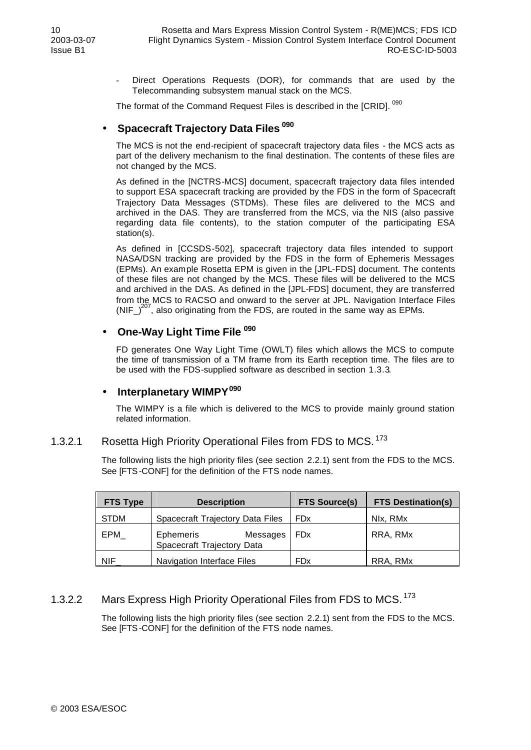- Direct Operations Requests (DOR), for commands that are used by the Telecommanding subsystem manual stack on the MCS.

The format of the Command Request Files is described in the [CRID]. [090]

- **Spacecraft Trajectory Data Files [090]**

The MCS is not the end-recipient of spacecraft trajectory data files - the MCS acts as part of the delivery mechanism to the final destination. The contents of these files are not changed by the MCS.

As defined in the [NCTRS-MCS] document, spacecraft trajectory data files intended to support ESA spacecraft tracking are provided by the FDS in the form of Spacecraft Trajectory Data Messages (STDMs). These files are delivered to the MCS and archived in the DAS. They are transferred from the MCS, via the NIS (also passive regarding data file contents), to the station computer of the participating ESA station(s).

As defined in [CCSDS-502], spacecraft trajectory data files intended to support NASA/DSN tracking are provided by the FDS in the form of Ephemeris Messages (EPMs). An example Rosetta EPM is given in the [JPL-FDS] document. The contents of these files are not changed by the MCS. These files will be delivered to the MCS and archived in the DAS. As defined in the [JPL-FDS] document, they are transferred from the MCS to RACSO and onward to the server at JPL. Navigation Interface Files (NIF_)[207], also originating from the FDS, are routed in the same way as EPMs.

- **One-Way Light Time File [090]**

FD generates One Way Light Time (OWLT) files which allows the MCS to compute the time of transmission of a TM frame from its Earth reception time. The files are to be used with the FDS-supplied software as described in section 1.3.3.

- **Interplanetary WIMPY[090]**

The WIMPY is a file which is delivered to the MCS to provide mainly ground station related information.

### 1.3.2.1 Rosetta High Priority Operational Files from FDS to MCS. [173]

The following lists the high priority files (see section 2.2.1) sent from the FDS to the MCS. See [FTS-CONF] for the definition of the FTS node names.

| FTS Type | Description | FTS Source(s) | FTS Destination(s) |
|---|---|---|---|
| STDM | Spacecraft Trajectory Data Files | FDx | NIx, RMx |
| EPM_ | Ephemeris Messages Spacecraft Trajectory Data | FDx | RRA, RMx |
| NIF_ | Navigation Interface Files | FDx | RRA, RMx |

### 1.3.2.2 Mars Express High Priority Operational Files from FDS to MCS. [173]

The following lists the high priority files (see section 2.2.1) sent from the FDS to the MCS. See [FTS-CONF] for the definition of the FTS node names.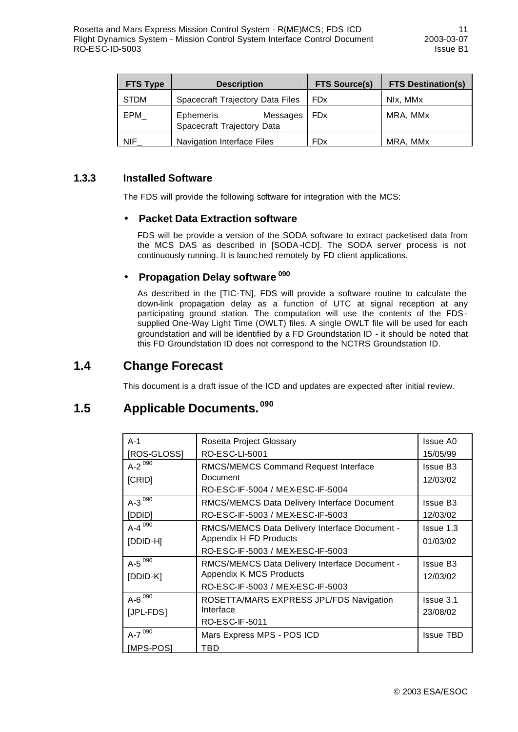| FTS Type | Description | FTS Source(s) | FTS Destination(s) |
|---|---|---|---|
| STDM | Spacecraft Trajectory Data Files | FDx | NIx, MMx |
| EPM_ | Ephemeris Messages Spacecraft Trajectory Data | FDx | MRA, MMx |
| NIF_ | Navigation Interface Files | FDx | MRA, MMx |

### 1.3.3 Installed Software

The FDS will provide the following software for integration with the MCS:

- **Packet Data Extraction software**

  FDS will be provide a version of the SODA software to extract packetised data from the MCS DAS as described in [SODA-ICD]. The SODA server process is not continuously running. It is launched remotely by FD client applications.

- **Propagation Delay software** [090]

  As described in the [TIC-TN], FDS will provide a software routine to calculate the down-link propagation delay as a function of UTC at signal reception at any participating ground station. The computation will use the contents of the FDS-supplied One-Way Light Time (OWLT) files. A single OWLT file will be used for each groundstation and will be identified by a FD Groundstation ID - it should be noted that this FD Groundstation ID does not correspond to the NCTRS Groundstation ID.

## 1.4 Change Forecast

This document is a draft issue of the ICD and updates are expected after initial review.

## 1.5 Applicable Documents. [090]

| | | |
|---|---|---|
| A-1<br>[ROS-GLOSS] | Rosetta Project Glossary<br>RO-ESC-LI-5001 | Issue A0<br>15/05/99 |
| A-2 [090]<br>[CRID] | RMCS/MEMCS Command Request Interface Document<br>RO-ESC-IF-5004 / MEX-ESC-IF-5004 | Issue B3<br>12/03/02 |
| A-3 [090]<br>[DDID] | RMCS/MEMCS Data Delivery Interface Document<br>RO-ESC-IF-5003 / MEX-ESC-IF-5003 | Issue B3<br>12/03/02 |
| A-4 [090]<br>[DDID-H] | RMCS/MEMCS Data Delivery Interface Document - Appendix H FD Products<br>RO-ESC-IF-5003 / MEX-ESC-IF-5003 | Issue 1.3<br>01/03/02 |
| A-5 [090]<br>[DDID-K] | RMCS/MEMCS Data Delivery Interface Document - Appendix K MCS Products<br>RO-ESC-IF-5003 / MEX-ESC-IF-5003 | Issue B3<br>12/03/02 |
| A-6 [090]<br>[JPL-FDS] | ROSETTA/MARS EXPRESS JPL/FDS Navigation Interface<br>RO-ESC-IF-5011 | Issue 3.1<br>23/08/02 |
| A-7 [090]<br>[MPS-POS] | Mars Express MPS - POS ICD<br>TBD | Issue TBD |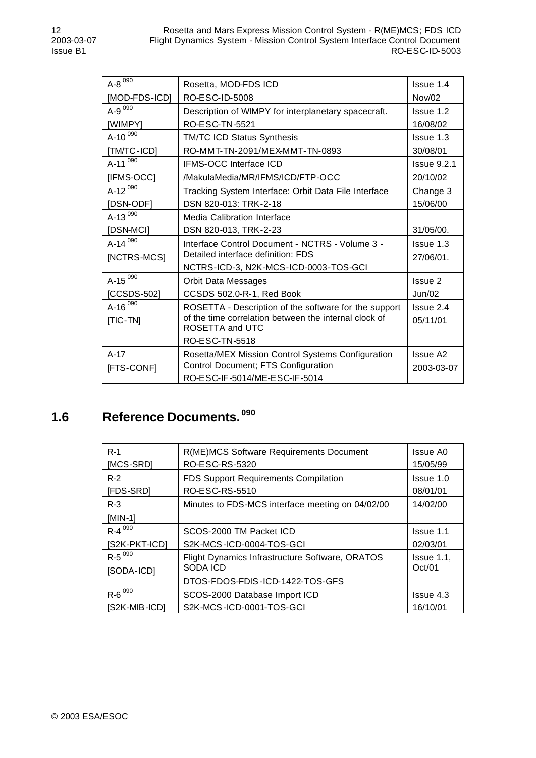| | | |
|---|---|---|
| A-8 [090] [MOD-FDS-ICD] | Rosetta, MOD-FDS ICD RO-ESC-ID-5008 | Issue 1.4 Nov/02 |
| A-9 [090] [WIMPY] | Description of WIMPY for interplanetary spacecraft. RO-ESC-TN-5521 | Issue 1.2 16/08/02 |
| A-10 [090] [TM/TC-ICD] | TM/TC ICD Status Synthesis RO-MMT-TN-2091/MEX-MMT-TN-0893 | Issue 1.3 30/08/01 |
| A-11 [090] [IFMS-OCC] | IFMS-OCC Interface ICD /MakulaMedia/MR/IFMS/ICD/FTP-OCC | Issue 9.2.1 20/10/02 |
| A-12 [090] [DSN-ODF] | Tracking System Interface: Orbit Data File Interface DSN 820-013: TRK-2-18 | Change 3 15/06/00 |
| A-13 [090] [DSN-MCI] | Media Calibration Interface DSN 820-013, TRK-2-23 | 31/05/00. |
| A-14 [090] [NCTRS-MCS] | Interface Control Document - NCTRS - Volume 3 - Detailed interface definition: FDS NCTRS-ICD-3, N2K-MCS-ICD-0003-TOS-GCI | Issue 1.3 27/06/01. |
| A-15 [090] [CCSDS-502] | Orbit Data Messages CCSDS 502.0-R-1, Red Book | Issue 2 Jun/02 |
| A-16 [090] [TIC-TN] | ROSETTA - Description of the software for the support of the time correlation between the internal clock of ROSETTA and UTC RO-ESC-TN-5518 | Issue 2.4 05/11/01 |
| A-17 [FTS-CONF] | Rosetta/MEX Mission Control Systems Configuration Control Document; FTS Configuration RO-ESC-IF-5014/ME-ESC-IF-5014 | Issue A2 2003-03-07 |

## 1.6 Reference Documents. [090]

| | | |
|---|---|---|
| R-1 [MCS-SRD] | R(ME)MCS Software Requirements Document RO-ESC-RS-5320 | Issue A0 15/05/99 |
| R-2 [FDS-SRD] | FDS Support Requirements Compilation RO-ESC-RS-5510 | Issue 1.0 08/01/01 |
| R-3 [MIN-1] | Minutes to FDS-MCS interface meeting on 04/02/00 | 14/02/00 |
| R-4 [090] [S2K-PKT-ICD] | SCOS-2000 TM Packet ICD S2K-MCS-ICD-0004-TOS-GCI | Issue 1.1 02/03/01 |
| R-5 [090] [SODA-ICD] | Flight Dynamics Infrastructure Software, ORATOS SODA ICD DTOS-FDOS-FDIS-ICD-1422-TOS-GFS | Issue 1.1, Oct/01 |
| R-6 [090] [S2K-MIB-ICD] | SCOS-2000 Database Import ICD S2K-MCS-ICD-0001-TOS-GCI | Issue 4.3 16/10/01 |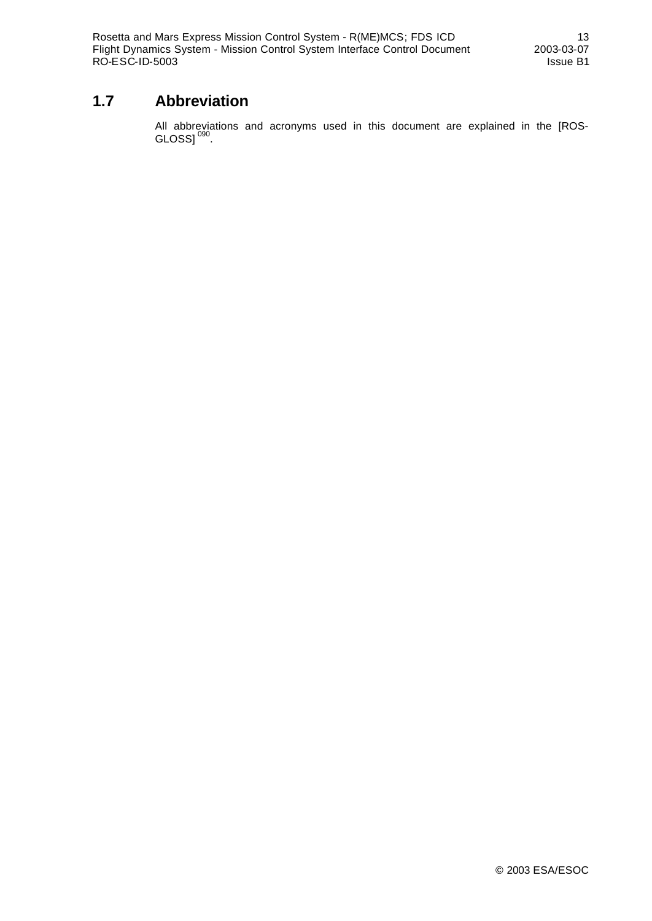## 1.7 Abbreviation

All abbreviations and acronyms used in this document are explained in the [ROS-GLOSS] [090].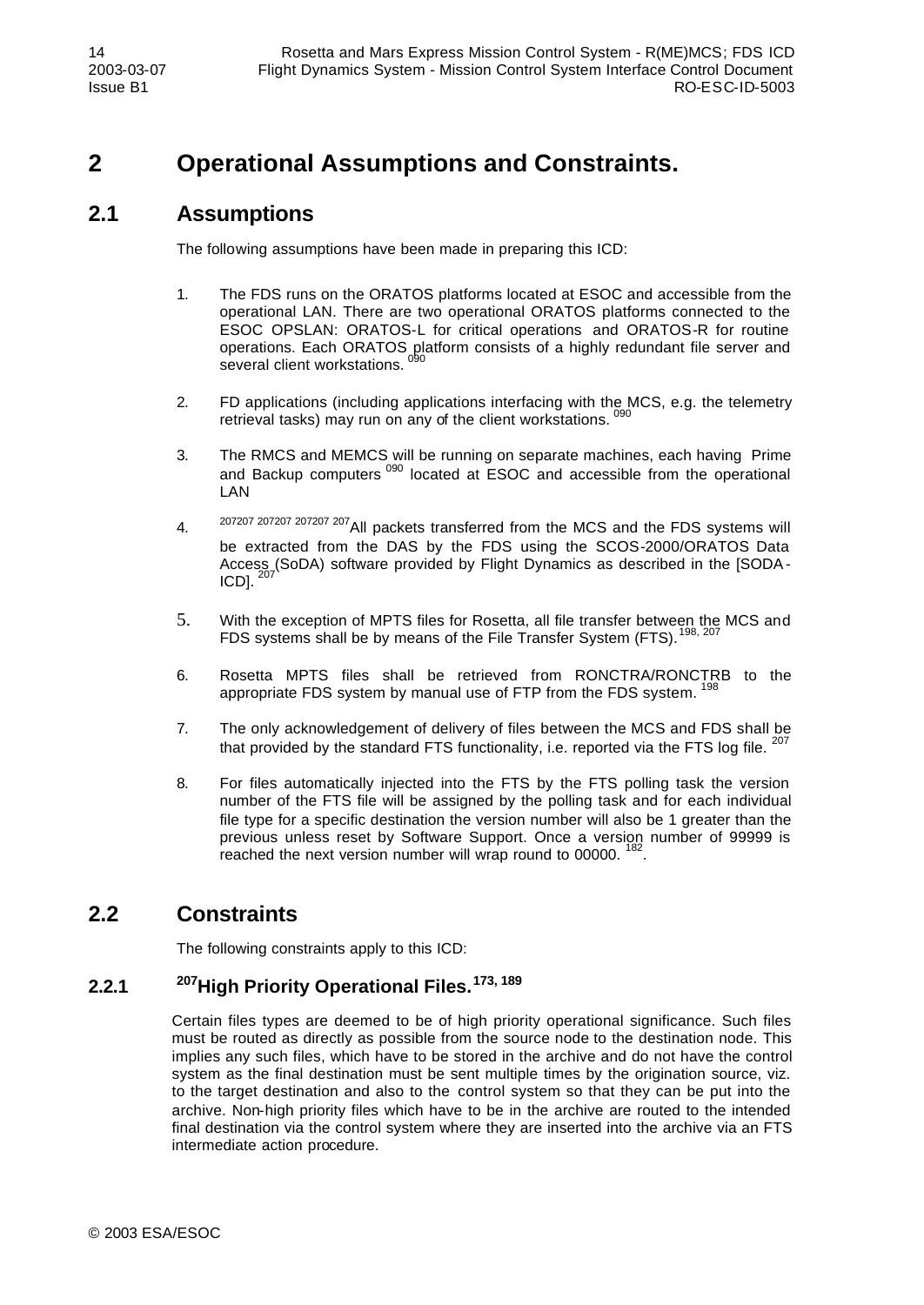# 2 Operational Assumptions and Constraints.

## 2.1 Assumptions

The following assumptions have been made in preparing this ICD:

1. The FDS runs on the ORATOS platforms located at ESOC and accessible from the operational LAN. There are two operational ORATOS platforms connected to the ESOC OPSLAN: ORATOS-L for critical operations and ORATOS-R for routine operations. Each ORATOS platform consists of a highly redundant file server and several client workstations. [090]

2. FD applications (including applications interfacing with the MCS, e.g. the telemetry retrieval tasks) may run on any of the client workstations. [090]

3. The RMCS and MEMCS will be running on separate machines, each having Prime and Backup computers [090] located at ESOC and accessible from the operational LAN

4. [207207 207207 207207 207]All packets transferred from the MCS and the FDS systems will be extracted from the DAS by the FDS using the SCOS-2000/ORATOS Data Access (SoDA) software provided by Flight Dynamics as described in the [SODA-ICD]. [207]

5. With the exception of MPTS files for Rosetta, all file transfer between the MCS and FDS systems shall be by means of the File Transfer System (FTS). [198, 207]

6. Rosetta MPTS files shall be retrieved from RONCTRA/RONCTRB to the appropriate FDS system by manual use of FTP from the FDS system. [198]

7. The only acknowledgement of delivery of files between the MCS and FDS shall be that provided by the standard FTS functionality, i.e. reported via the FTS log file. [207]

8. For files automatically injected into the FTS by the FTS polling task the version number of the FTS file will be assigned by the polling task and for each individual file type for a specific destination the version number will also be 1 greater than the previous unless reset by Software Support. Once a version number of 99999 is reached the next version number will wrap round to 00000. [182].

## 2.2 Constraints

The following constraints apply to this ICD:

### 2.2.1 [207]High Priority Operational Files.[173, 189]

Certain files types are deemed to be of high priority operational significance. Such files must be routed as directly as possible from the source node to the destination node. This implies any such files, which have to be stored in the archive and do not have the control system as the final destination must be sent multiple times by the origination source, viz. to the target destination and also to the control system so that they can be put into the archive. Non-high priority files which have to be in the archive are routed to the intended final destination via the control system where they are inserted into the archive via an FTS intermediate action procedure.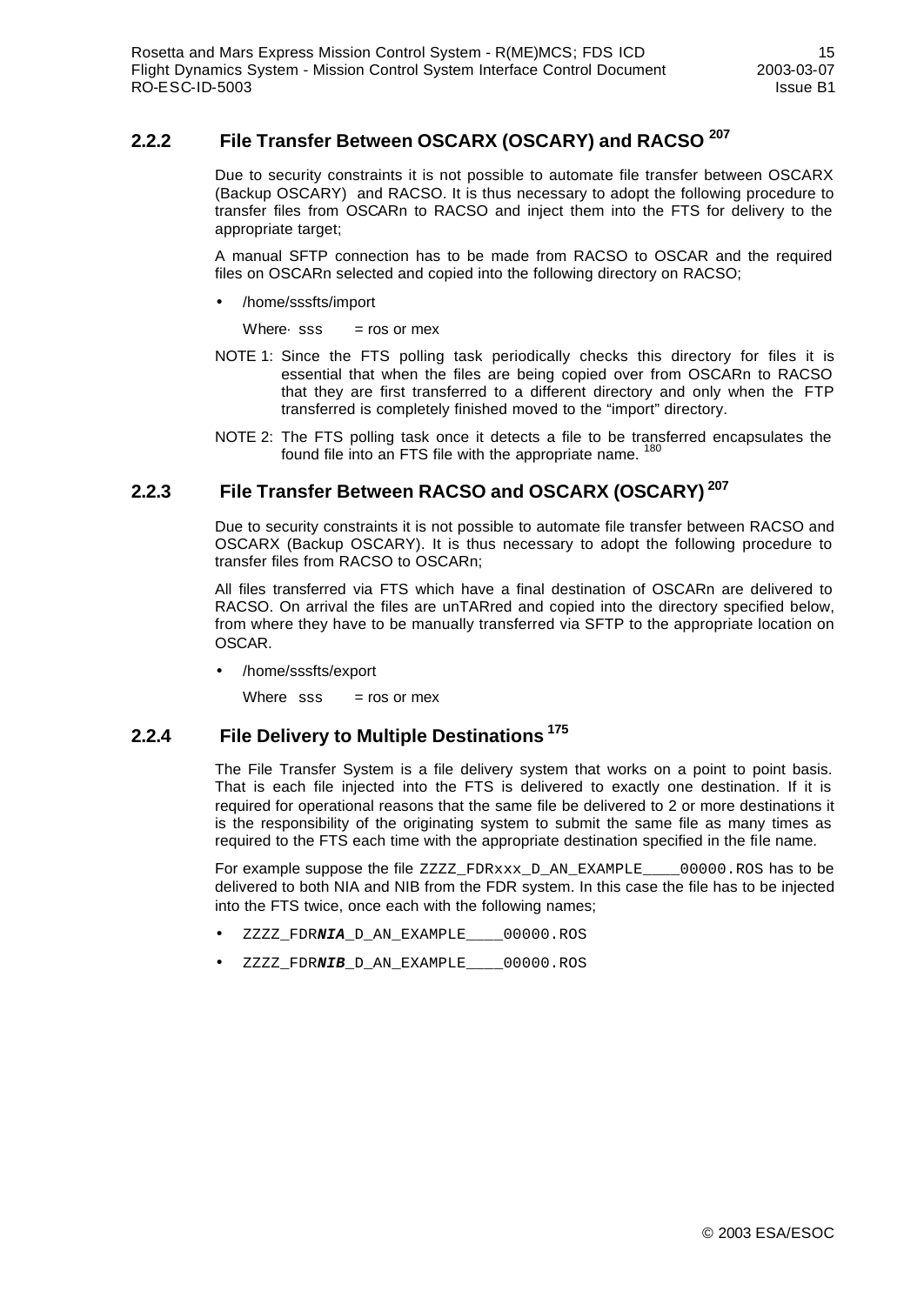### 2.2.2 File Transfer Between OSCARX (OSCARY) and RACSO [207]

Due to security constraints it is not possible to automate file transfer between OSCARX (Backup OSCARY) and RACSO. It is thus necessary to adopt the following procedure to transfer files from OSCARn to RACSO and inject them into the FTS for delivery to the appropriate target;

A manual SFTP connection has to be made from RACSO to OSCAR and the required files on OSCARn selected and copied into the following directory on RACSO;

- /home/sssfts/import

  Where· sss = ros or mex

NOTE 1: Since the FTS polling task periodically checks this directory for files it is essential that when the files are being copied over from OSCARn to RACSO that they are first transferred to a different directory and only when the FTP transferred is completely finished moved to the "import" directory.

NOTE 2: The FTS polling task once it detects a file to be transferred encapsulates the found file into an FTS file with the appropriate name. [180]

### 2.2.3 File Transfer Between RACSO and OSCARX (OSCARY) [207]

Due to security constraints it is not possible to automate file transfer between RACSO and OSCARX (Backup OSCARY). It is thus necessary to adopt the following procedure to transfer files from RACSO to OSCARn;

All files transferred via FTS which have a final destination of OSCARn are delivered to RACSO. On arrival the files are unTARred and copied into the directory specified below, from where they have to be manually transferred via SFTP to the appropriate location on OSCAR.

- /home/sssfts/export

  Where sss = ros or mex

### 2.2.4 File Delivery to Multiple Destinations [175]

The File Transfer System is a file delivery system that works on a point to point basis. That is each file injected into the FTS is delivered to exactly one destination. If it is required for operational reasons that the same file be delivered to 2 or more destinations it is the responsibility of the originating system to submit the same file as many times as required to the FTS each time with the appropriate destination specified in the file name.

For example suppose the file `ZZZZ_FDRxxx_D_AN_EXAMPLE____00000.ROS` has to be delivered to both NIA and NIB from the FDR system. In this case the file has to be injected into the FTS twice, once each with the following names;

- ZZZZ_FDR***NIA***_D_AN_EXAMPLE____00000.ROS
- ZZZZ_FDR***NIB***_D_AN_EXAMPLE____00000.ROS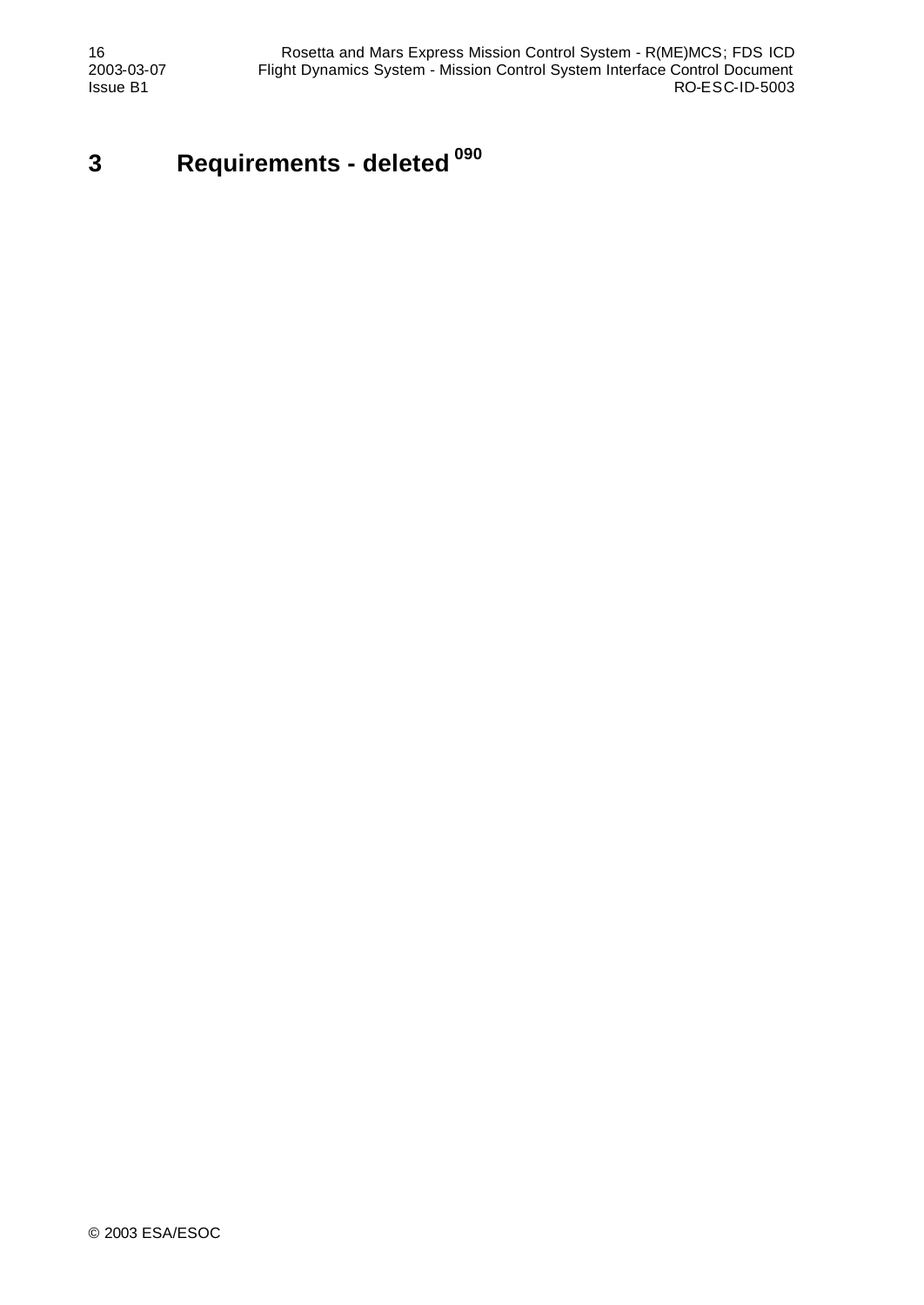# 3 Requirements - deleted [090]

© 2003 ESA/ESOC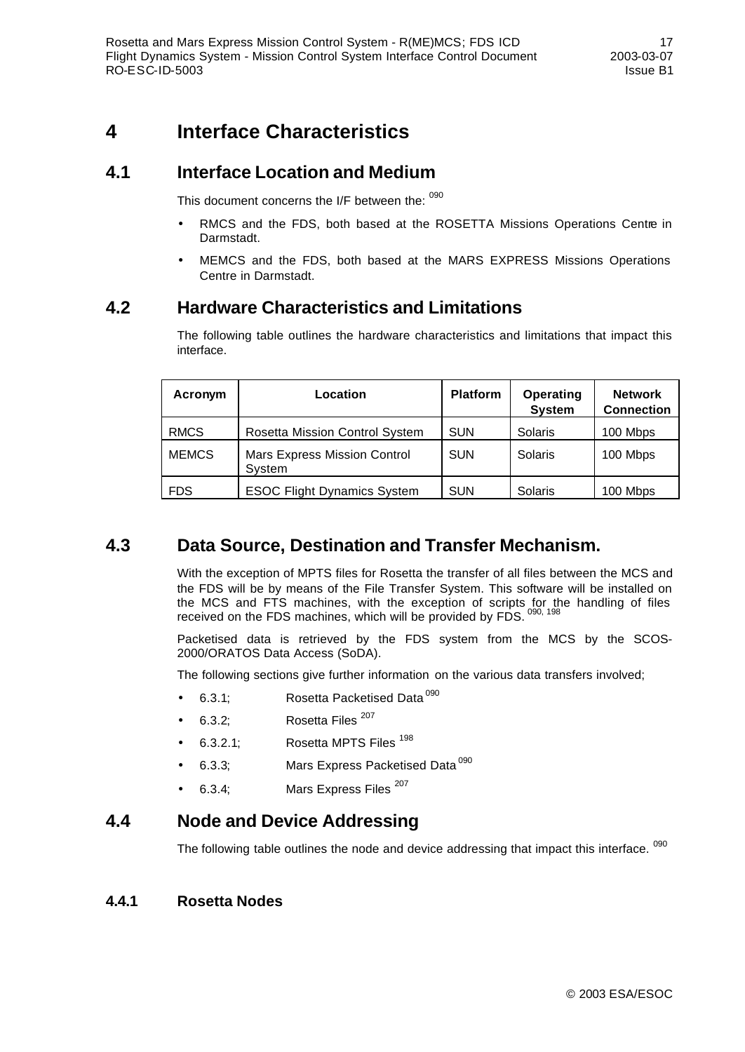# 4 Interface Characteristics

## 4.1 Interface Location and Medium

This document concerns the I/F between the: [090]

- RMCS and the FDS, both based at the ROSETTA Missions Operations Centre in Darmstadt.
- MEMCS and the FDS, both based at the MARS EXPRESS Missions Operations Centre in Darmstadt.

## 4.2 Hardware Characteristics and Limitations

The following table outlines the hardware characteristics and limitations that impact this interface.

| Acronym | Location | Platform | Operating System | Network Connection |
|---|---|---|---|---|
| RMCS | Rosetta Mission Control System | SUN | Solaris | 100 Mbps |
| MEMCS | Mars Express Mission Control System | SUN | Solaris | 100 Mbps |
| FDS | ESOC Flight Dynamics System | SUN | Solaris | 100 Mbps |

## 4.3 Data Source, Destination and Transfer Mechanism.

With the exception of MPTS files for Rosetta the transfer of all files between the MCS and the FDS will be by means of the File Transfer System. This software will be installed on the MCS and FTS machines, with the exception of scripts for the handling of files received on the FDS machines, which will be provided by FDS. [090, 198]

Packetised data is retrieved by the FDS system from the MCS by the SCOS-2000/ORATOS Data Access (SoDA).

The following sections give further information on the various data transfers involved;

- 6.3.1; Rosetta Packetised Data [090]
- 6.3.2; Rosetta Files [207]
- 6.3.2.1; Rosetta MPTS Files [198]
- 6.3.3; Mars Express Packetised Data [090]
- 6.3.4; Mars Express Files [207]

## 4.4 Node and Device Addressing

The following table outlines the node and device addressing that impact this interface. [090]

### 4.4.1 Rosetta Nodes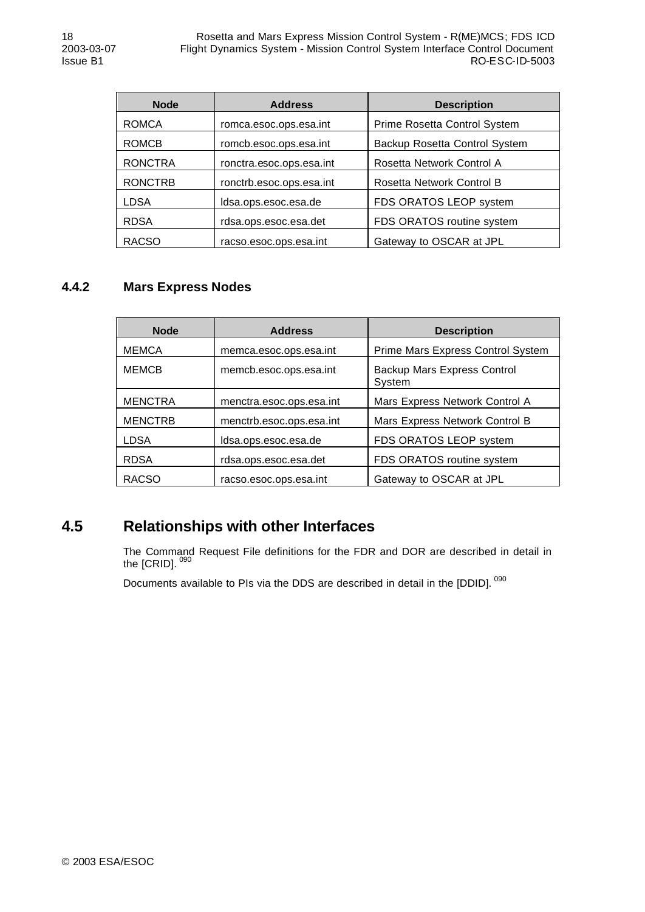| Node | Address | Description |
|---|---|---|
| ROMCA | romca.esoc.ops.esa.int | Prime Rosetta Control System |
| ROMCB | romcb.esoc.ops.esa.int | Backup Rosetta Control System |
| RONCTRA | ronctra.esoc.ops.esa.int | Rosetta Network Control A |
| RONCTRB | ronctrb.esoc.ops.esa.int | Rosetta Network Control B |
| LDSA | ldsa.ops.esoc.esa.de | FDS ORATOS LEOP system |
| RDSA | rdsa.ops.esoc.esa.det | FDS ORATOS routine system |
| RACSO | racso.esoc.ops.esa.int | Gateway to OSCAR at JPL |

### 4.4.2 Mars Express Nodes

| Node | Address | Description |
|---|---|---|
| MEMCA | memca.esoc.ops.esa.int | Prime Mars Express Control System |
| MEMCB | memcb.esoc.ops.esa.int | Backup Mars Express Control System |
| MENCTRA | menctra.esoc.ops.esa.int | Mars Express Network Control A |
| MENCTRB | menctrb.esoc.ops.esa.int | Mars Express Network Control B |
| LDSA | ldsa.ops.esoc.esa.de | FDS ORATOS LEOP system |
| RDSA | rdsa.ops.esoc.esa.det | FDS ORATOS routine system |
| RACSO | racso.esoc.ops.esa.int | Gateway to OSCAR at JPL |

## 4.5 Relationships with other Interfaces

The Command Request File definitions for the FDR and DOR are described in detail in the [CRID]. [090]

Documents available to PIs via the DDS are described in detail in the [DDID]. [090]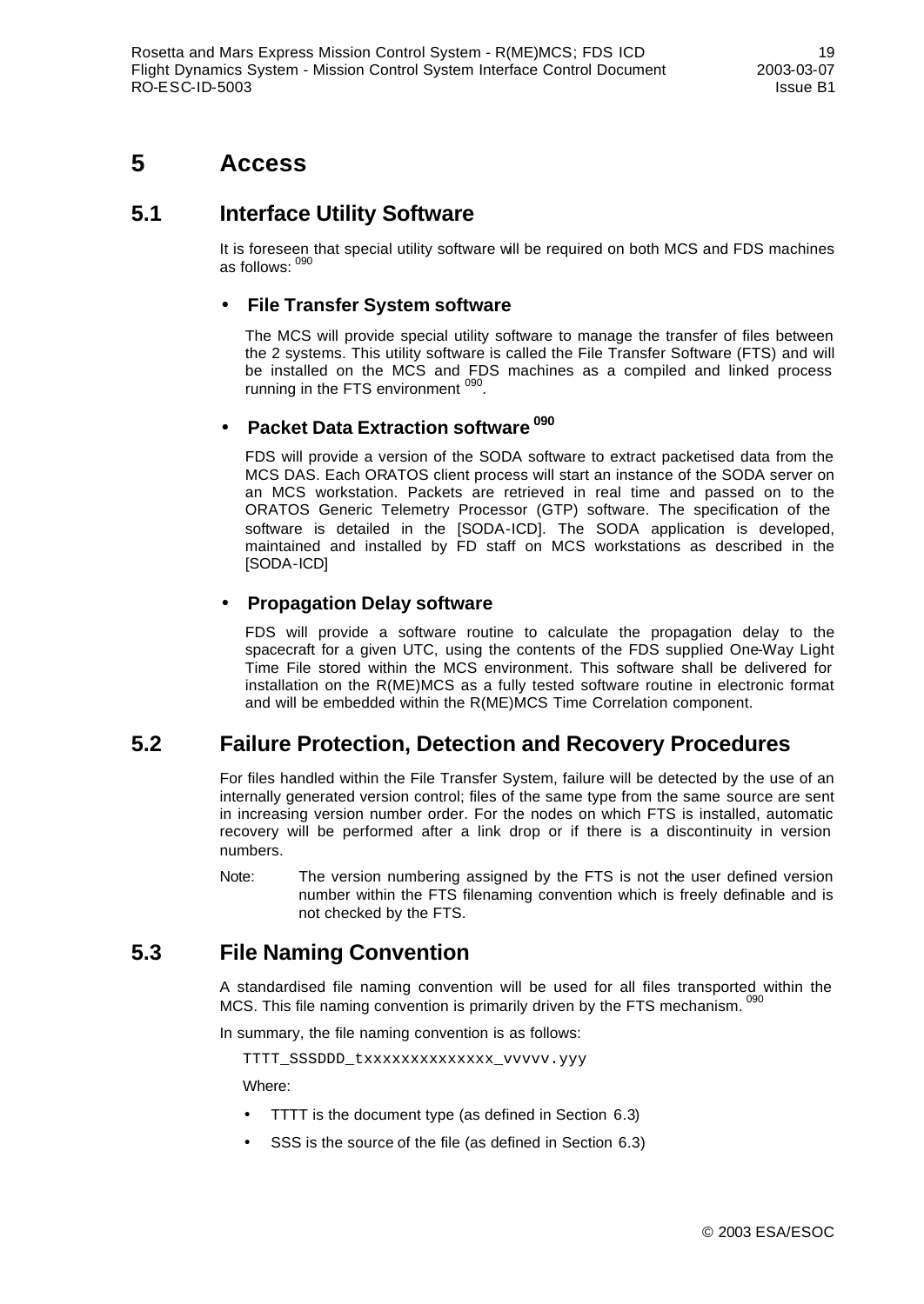# 5 Access

## 5.1 Interface Utility Software

It is foreseen that special utility software will be required on both MCS and FDS machines as follows: [090]

- **File Transfer System software**

  The MCS will provide special utility software to manage the transfer of files between the 2 systems. This utility software is called the File Transfer Software (FTS) and will be installed on the MCS and FDS machines as a compiled and linked process running in the FTS environment [090].

- **Packet Data Extraction software [090]**

  FDS will provide a version of the SODA software to extract packetised data from the MCS DAS. Each ORATOS client process will start an instance of the SODA server on an MCS workstation. Packets are retrieved in real time and passed on to the ORATOS Generic Telemetry Processor (GTP) software. The specification of the software is detailed in the [SODA-ICD]. The SODA application is developed, maintained and installed by FD staff on MCS workstations as described in the [SODA-ICD]

- **Propagation Delay software**

  FDS will provide a software routine to calculate the propagation delay to the spacecraft for a given UTC, using the contents of the FDS supplied One-Way Light Time File stored within the MCS environment. This software shall be delivered for installation on the R(ME)MCS as a fully tested software routine in electronic format and will be embedded within the R(ME)MCS Time Correlation component.

## 5.2 Failure Protection, Detection and Recovery Procedures

For files handled within the File Transfer System, failure will be detected by the use of an internally generated version control; files of the same type from the same source are sent in increasing version number order. For the nodes on which FTS is installed, automatic recovery will be performed after a link drop or if there is a discontinuity in version numbers.

Note: The version numbering assigned by the FTS is not the user defined version number within the FTS filenaming convention which is freely definable and is not checked by the FTS.

## 5.3 File Naming Convention

A standardised file naming convention will be used for all files transported within the MCS. This file naming convention is primarily driven by the FTS mechanism. [090]

In summary, the file naming convention is as follows:

```
TTTT_SSSDDD_txxxxxxxxxxxxxx_vvvvv.yyy
```

Where:

- TTTT is the document type (as defined in Section 6.3)
- SSS is the source of the file (as defined in Section 6.3)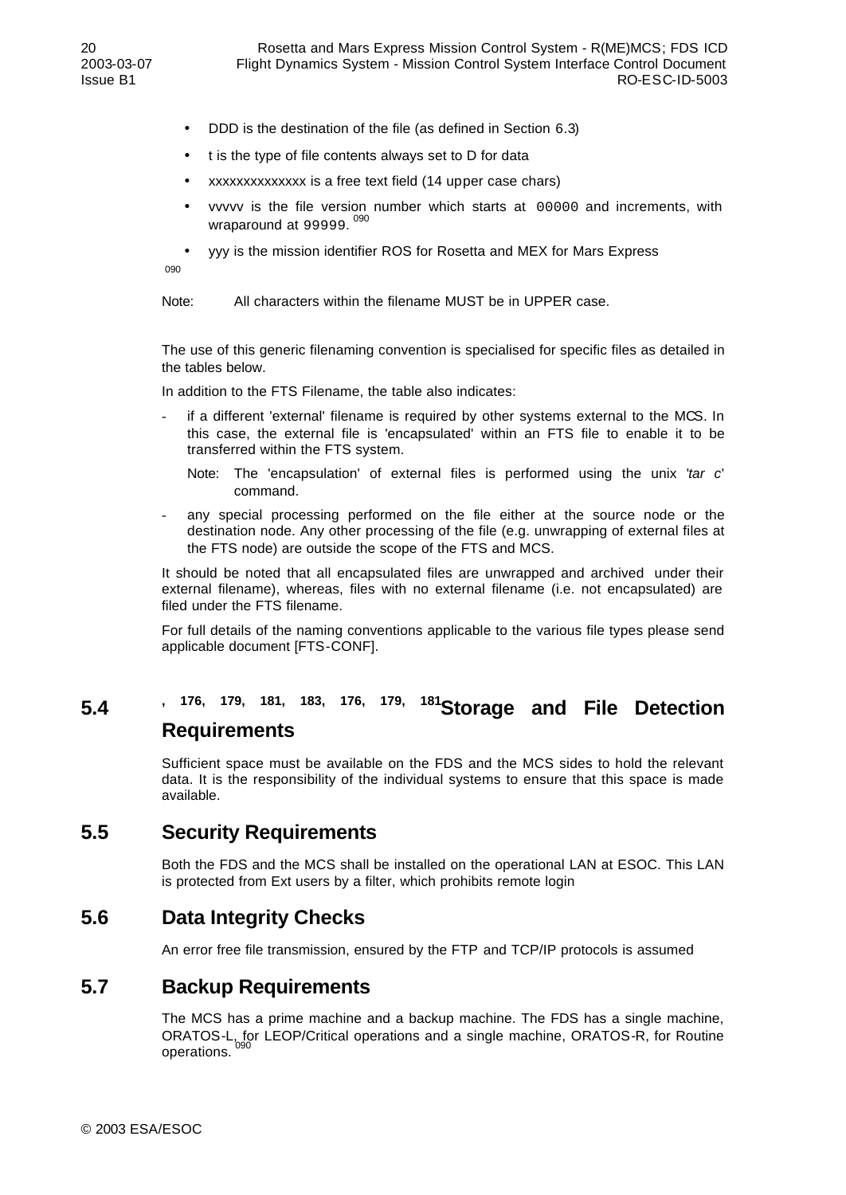- DDD is the destination of the file (as defined in Section 6.3)
- t is the type of file contents always set to D for data
- xxxxxxxxxxxxxx is a free text field (14 upper case chars)
- vvvvv is the file version number which starts at 00000 and increments, with wraparound at 99999. [090]
- yyy is the mission identifier ROS for Rosetta and MEX for Mars Express

090

Note: All characters within the filename MUST be in UPPER case.

The use of this generic filenaming convention is specialised for specific files as detailed in the tables below.

In addition to the FTS Filename, the table also indicates:

- if a different 'external' filename is required by other systems external to the MCS. In this case, the external file is 'encapsulated' within an FTS file to enable it to be transferred within the FTS system.

  Note: The 'encapsulation' of external files is performed using the unix '*tar c*' command.

- any special processing performed on the file either at the source node or the destination node. Any other processing of the file (e.g. unwrapping of external files at the FTS node) are outside the scope of the FTS and MCS.

It should be noted that all encapsulated files are unwrapped and archived under their external filename), whereas, files with no external filename (i.e. not encapsulated) are filed under the FTS filename.

For full details of the naming conventions applicable to the various file types please send applicable document [FTS-CONF].

## 5.4 [, 176, 179, 181, 183, 176, 179, 181] Storage and File Detection Requirements

Sufficient space must be available on the FDS and the MCS sides to hold the relevant data. It is the responsibility of the individual systems to ensure that this space is made available.

## 5.5 Security Requirements

Both the FDS and the MCS shall be installed on the operational LAN at ESOC. This LAN is protected from Ext users by a filter, which prohibits remote login

## 5.6 Data Integrity Checks

An error free file transmission, ensured by the FTP and TCP/IP protocols is assumed

## 5.7 Backup Requirements

The MCS has a prime machine and a backup machine. The FDS has a single machine, ORATOS-L, for LEOP/Critical operations and a single machine, ORATOS-R, for Routine operations. [090]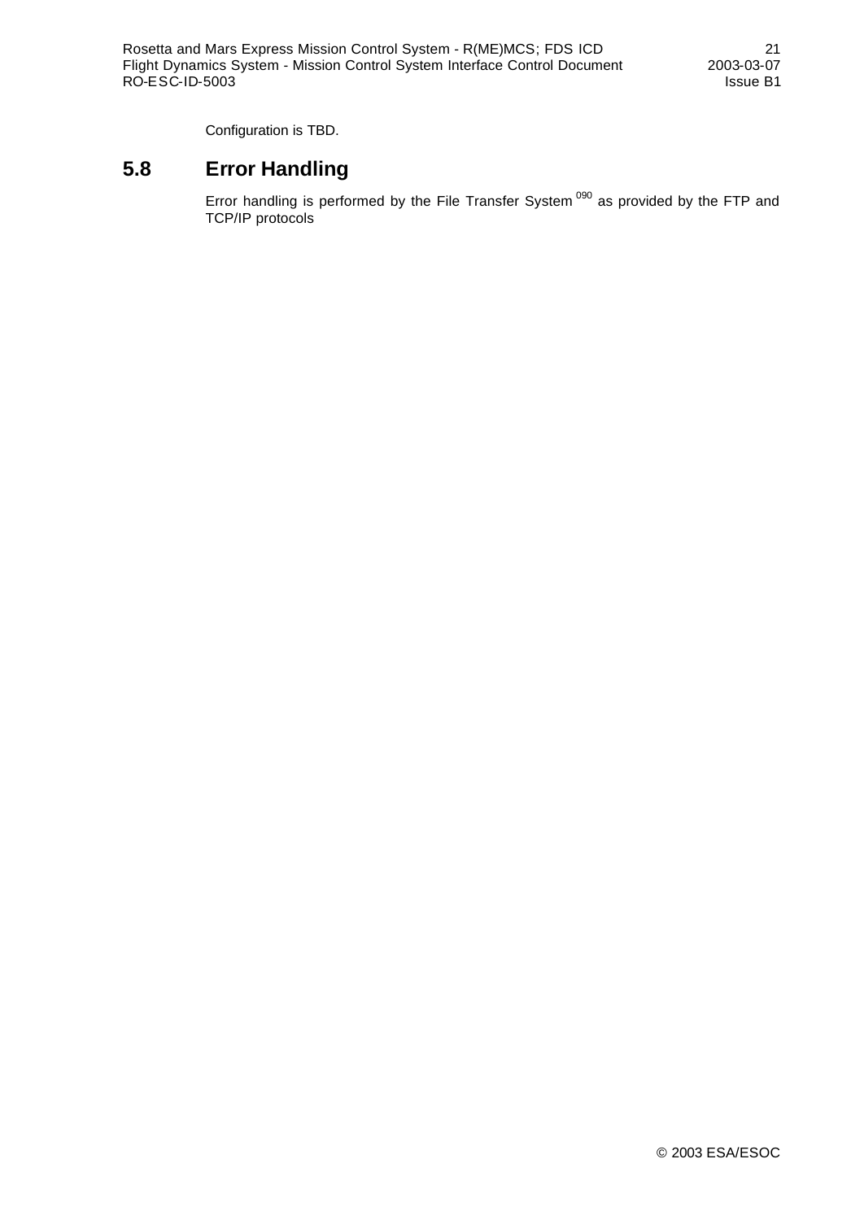Configuration is TBD.

## 5.8 Error Handling

Error handling is performed by the File Transfer System [090] as provided by the FTP and TCP/IP protocols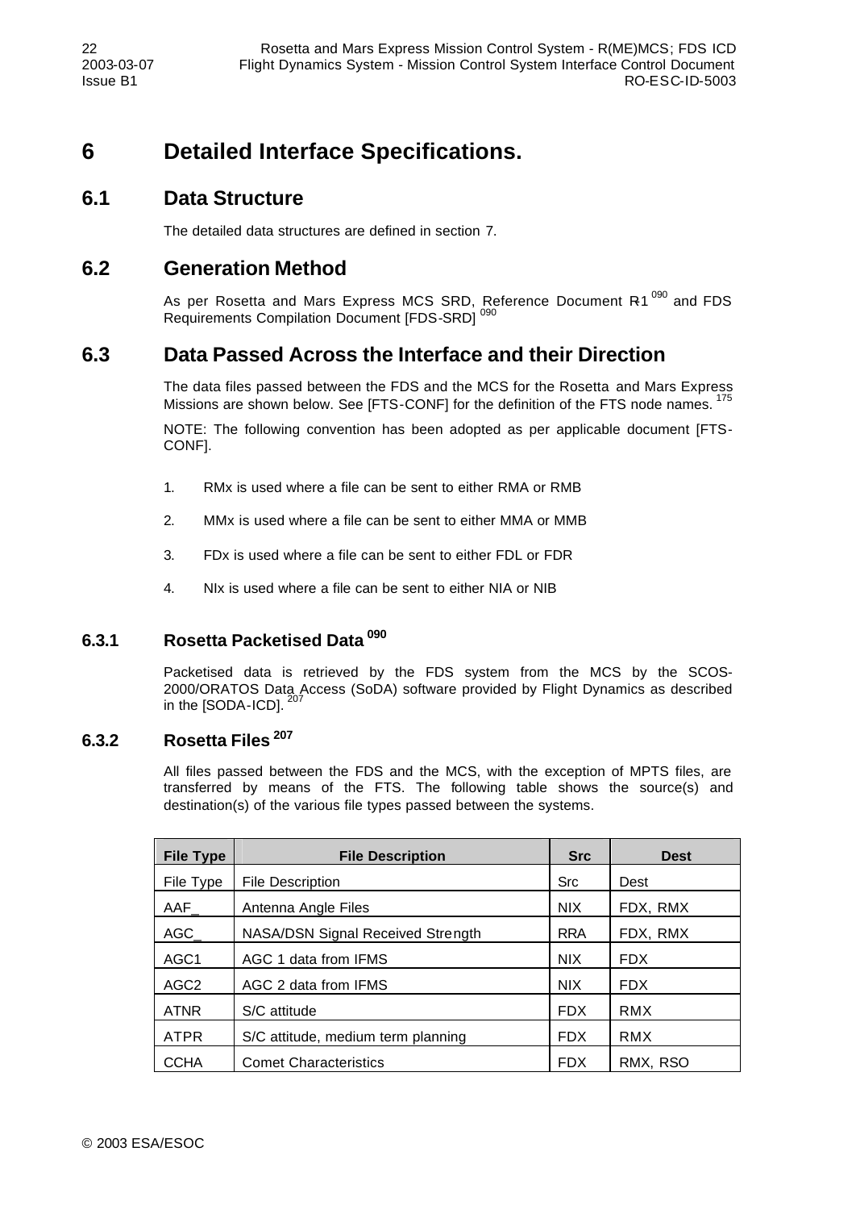# 6 Detailed Interface Specifications.

## 6.1 Data Structure

The detailed data structures are defined in section 7.

## 6.2 Generation Method

As per Rosetta and Mars Express MCS SRD, Reference Document R1 [090] and FDS Requirements Compilation Document [FDS-SRD] [090]

## 6.3 Data Passed Across the Interface and their Direction

The data files passed between the FDS and the MCS for the Rosetta and Mars Express Missions are shown below. See [FTS-CONF] for the definition of the FTS node names. [175]

NOTE: The following convention has been adopted as per applicable document [FTS-CONF].

1. RMx is used where a file can be sent to either RMA or RMB
2. MMx is used where a file can be sent to either MMA or MMB
3. FDx is used where a file can be sent to either FDL or FDR
4. NIx is used where a file can be sent to either NIA or NIB

### 6.3.1 Rosetta Packetised Data [090]

Packetised data is retrieved by the FDS system from the MCS by the SCOS-2000/ORATOS Data Access (SoDA) software provided by Flight Dynamics as described in the [SODA-ICD]. [207]

### 6.3.2 Rosetta Files [207]

All files passed between the FDS and the MCS, with the exception of MPTS files, are transferred by means of the FTS. The following table shows the source(s) and destination(s) of the various file types passed between the systems.

| File Type | File Description | Src | Dest |
|---|---|---|---|
| File Type | File Description | Src | Dest |
| AAF_ | Antenna Angle Files | NIX | FDX, RMX |
| AGC_ | NASA/DSN Signal Received Strength | RRA | FDX, RMX |
| AGC1 | AGC 1 data from IFMS | NIX | FDX |
| AGC2 | AGC 2 data from IFMS | NIX | FDX |
| ATNR | S/C attitude | FDX | RMX |
| ATPR | S/C attitude, medium term planning | FDX | RMX |
| CCHA | Comet Characteristics | FDX | RMX, RSO |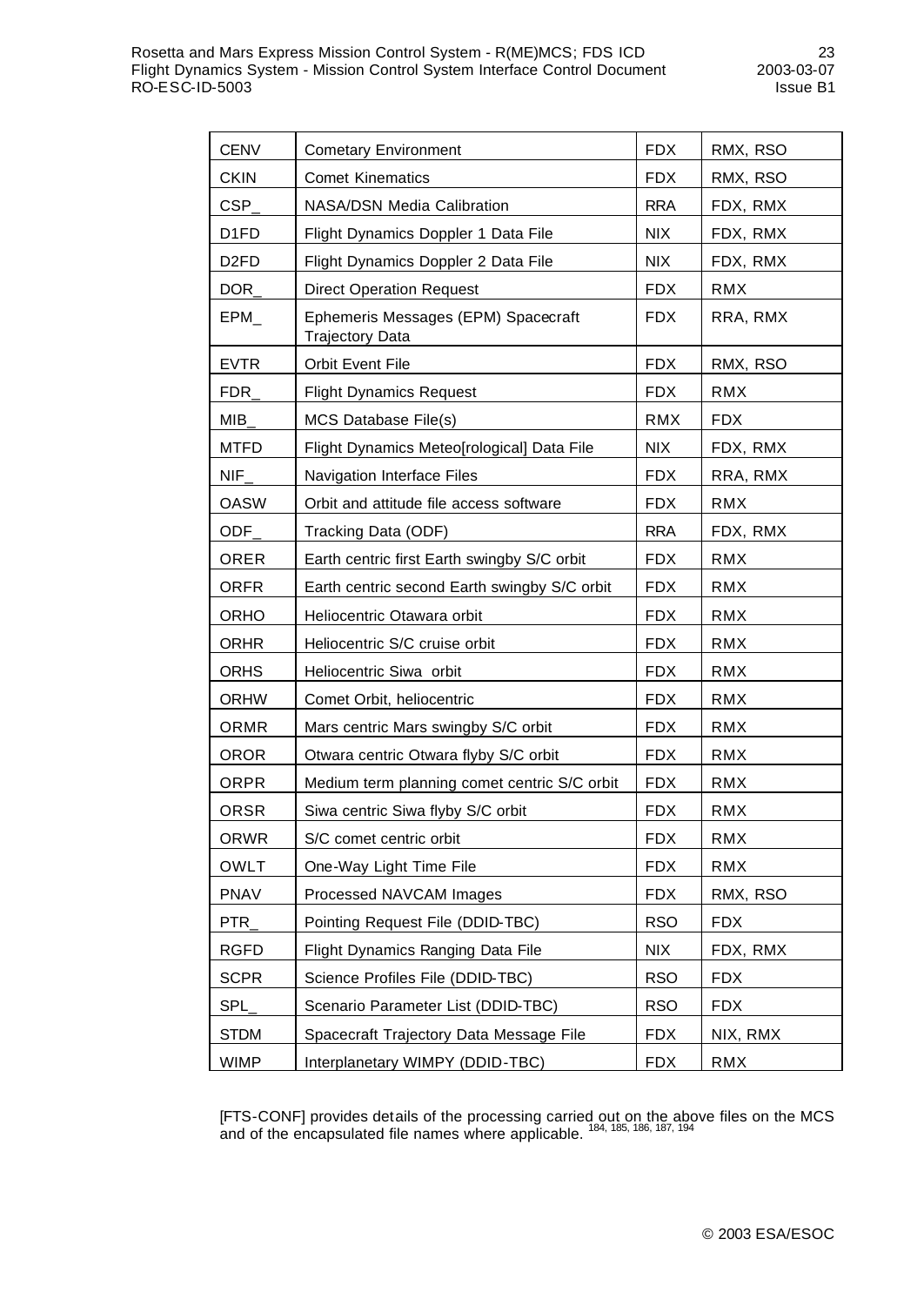| CENV | Cometary Environment | FDX | RMX, RSO |
|---|---|---|---|
| CKIN | Comet Kinematics | FDX | RMX, RSO |
| CSP_ | NASA/DSN Media Calibration | RRA | FDX, RMX |
| D1FD | Flight Dynamics Doppler 1 Data File | NIX | FDX, RMX |
| D2FD | Flight Dynamics Doppler 2 Data File | NIX | FDX, RMX |
| DOR_ | Direct Operation Request | FDX | RMX |
| EPM_ | Ephemeris Messages (EPM) Spacecraft Trajectory Data | FDX | RRA, RMX |
| EVTR | Orbit Event File | FDX | RMX, RSO |
| FDR_ | Flight Dynamics Request | FDX | RMX |
| MIB_ | MCS Database File(s) | RMX | FDX |
| MTFD | Flight Dynamics Meteo[rological] Data File | NIX | FDX, RMX |
| NIF_ | Navigation Interface Files | FDX | RRA, RMX |
| OASW | Orbit and attitude file access software | FDX | RMX |
| ODF_ | Tracking Data (ODF) | RRA | FDX, RMX |
| ORER | Earth centric first Earth swingby S/C orbit | FDX | RMX |
| ORFR | Earth centric second Earth swingby S/C orbit | FDX | RMX |
| ORHO | Heliocentric Otawara orbit | FDX | RMX |
| ORHR | Heliocentric S/C cruise orbit | FDX | RMX |
| ORHS | Heliocentric Siwa orbit | FDX | RMX |
| ORHW | Comet Orbit, heliocentric | FDX | RMX |
| ORMR | Mars centric Mars swingby S/C orbit | FDX | RMX |
| OROR | Otwara centric Otwara flyby S/C orbit | FDX | RMX |
| ORPR | Medium term planning comet centric S/C orbit | FDX | RMX |
| ORSR | Siwa centric Siwa flyby S/C orbit | FDX | RMX |
| ORWR | S/C comet centric orbit | FDX | RMX |
| OWLT | One-Way Light Time File | FDX | RMX |
| PNAV | Processed NAVCAM Images | FDX | RMX, RSO |
| PTR_ | Pointing Request File (DDID-TBC) | RSO | FDX |
| RGFD | Flight Dynamics Ranging Data File | NIX | FDX, RMX |
| SCPR | Science Profiles File (DDID-TBC) | RSO | FDX |
| SPL_ | Scenario Parameter List (DDID-TBC) | RSO | FDX |
| STDM | Spacecraft Trajectory Data Message File | FDX | NIX, RMX |
| WIMP | Interplanetary WIMPY (DDID-TBC) | FDX | RMX |

[FTS-CONF] provides details of the processing carried out on the above files on the MCS and of the encapsulated file names where applicable. [184, 185, 186, 187, 194]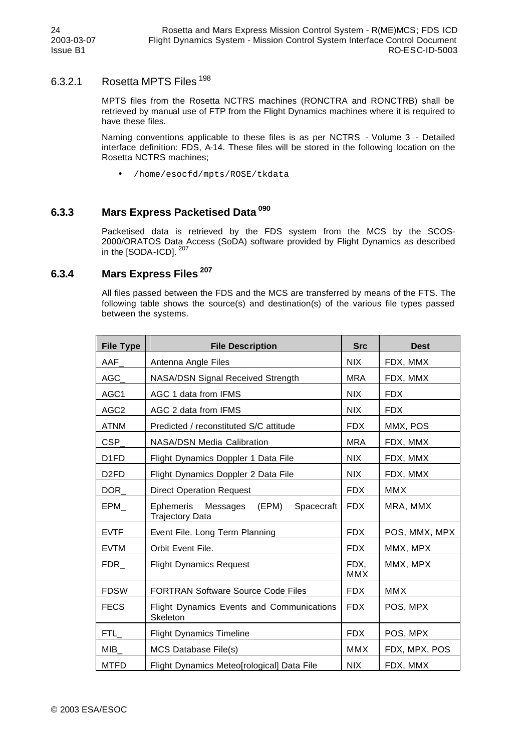#### 6.3.2.1 Rosetta MPTS Files [198]

MPTS files from the Rosetta NCTRS machines (RONCTRA and RONCTRB) shall be retrieved by manual use of FTP from the Flight Dynamics machines where it is required to have these files.

Naming conventions applicable to these files is as per NCTRS - Volume 3 - Detailed interface definition: FDS, A-14. These files will be stored in the following location on the Rosetta NCTRS machines;

- `/home/esocfd/mpts/ROSE/tkdata`

### 6.3.3 Mars Express Packetised Data [090]

Packetised data is retrieved by the FDS system from the MCS by the SCOS-2000/ORATOS Data Access (SoDA) software provided by Flight Dynamics as described in the [SODA-ICD]. [207]

### 6.3.4 Mars Express Files [207]

All files passed between the FDS and the MCS are transferred by means of the FTS. The following table shows the source(s) and destination(s) of the various file types passed between the systems.

| File Type | File Description | Src | Dest |
|---|---|---|---|
| AAF_ | Antenna Angle Files | NIX | FDX, MMX |
| AGC_ | NASA/DSN Signal Received Strength | MRA | FDX, MMX |
| AGC1 | AGC 1 data from IFMS | NIX | FDX |
| AGC2 | AGC 2 data from IFMS | NIX | FDX |
| ATNM | Predicted / reconstituted S/C attitude | FDX | MMX, POS |
| CSP_ | NASA/DSN Media Calibration | MRA | FDX, MMX |
| D1FD | Flight Dynamics Doppler 1 Data File | NIX | FDX, MMX |
| D2FD | Flight Dynamics Doppler 2 Data File | NIX | FDX, MMX |
| DOR_ | Direct Operation Request | FDX | MMX |
| EPM_ | Ephemeris Messages (EPM) Spacecraft Trajectory Data | FDX | MRA, MMX |
| EVTF | Event File. Long Term Planning | FDX | POS, MMX, MPX |
| EVTM | Orbit Event File. | FDX | MMX, MPX |
| FDR_ | Flight Dynamics Request | FDX, MMX | MMX, MPX |
| FDSW | FORTRAN Software Source Code Files | FDX | MMX |
| FECS | Flight Dynamics Events and Communications Skeleton | FDX | POS, MPX |
| FTL_ | Flight Dynamics Timeline | FDX | POS, MPX |
| MIB_ | MCS Database File(s) | MMX | FDX, MPX, POS |
| MTFD | Flight Dynamics Meteo[rological] Data File | NIX | FDX, MMX |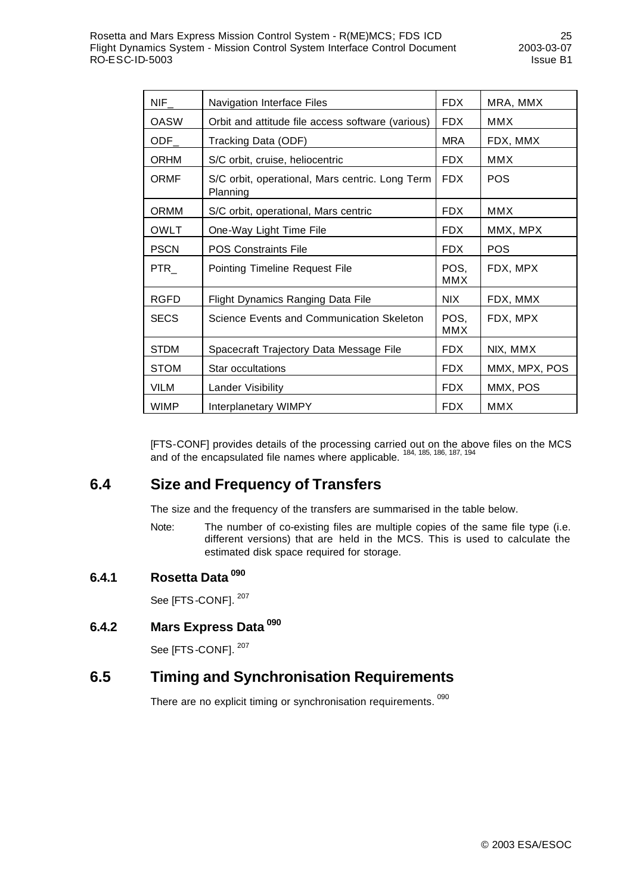| NIF_ | Navigation Interface Files | FDX | MRA, MMX |
|---|---|---|---|
| OASW | Orbit and attitude file access software (various) | FDX | MMX |
| ODF_ | Tracking Data (ODF) | MRA | FDX, MMX |
| ORHM | S/C orbit, cruise, heliocentric | FDX | MMX |
| ORMF | S/C orbit, operational, Mars centric. Long Term Planning | FDX | POS |
| ORMM | S/C orbit, operational, Mars centric | FDX | MMX |
| OWLT | One-Way Light Time File | FDX | MMX, MPX |
| PSCN | POS Constraints File | FDX | POS |
| PTR_ | Pointing Timeline Request File | POS, MMX | FDX, MPX |
| RGFD | Flight Dynamics Ranging Data File | NIX | FDX, MMX |
| SECS | Science Events and Communication Skeleton | POS, MMX | FDX, MPX |
| STDM | Spacecraft Trajectory Data Message File | FDX | NIX, MMX |
| STOM | Star occultations | FDX | MMX, MPX, POS |
| VILM | Lander Visibility | FDX | MMX, POS |
| WIMP | Interplanetary WIMPY | FDX | MMX |

[FTS-CONF] provides details of the processing carried out on the above files on the MCS and of the encapsulated file names where applicable. [184, 185, 186, 187, 194]

## 6.4 Size and Frequency of Transfers

The size and the frequency of the transfers are summarised in the table below.

Note: The number of co-existing files are multiple copies of the same file type (i.e. different versions) that are held in the MCS. This is used to calculate the estimated disk space required for storage.

### 6.4.1 Rosetta Data [090]

See [FTS-CONF]. [207]

### 6.4.2 Mars Express Data [090]

See [FTS-CONF]. [207]

## 6.5 Timing and Synchronisation Requirements

There are no explicit timing or synchronisation requirements. [090]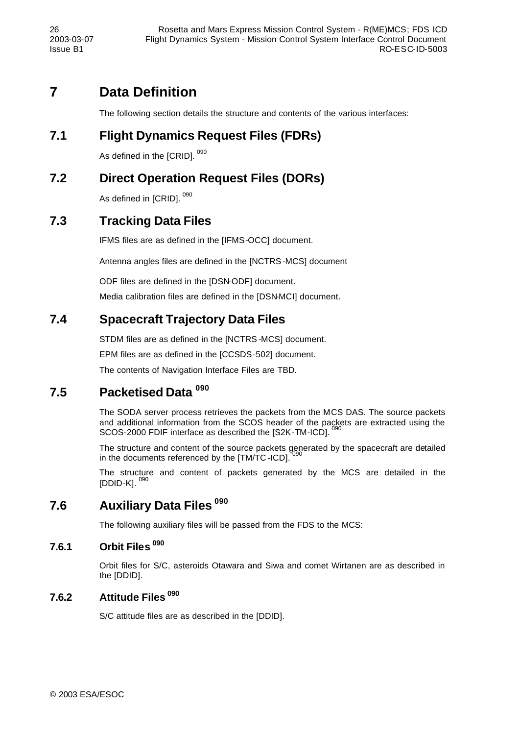// 7 Data Definition

The following section details the structure and contents of the various interfaces:

## 7.1 Flight Dynamics Request Files (FDRs)

As defined in the [CRID]. [090]

## 7.2 Direct Operation Request Files (DORs)

As defined in [CRID]. [090]

## 7.3 Tracking Data Files

IFMS files are as defined in the [IFMS-OCC] document.

Antenna angles files are defined in the [NCTRS-MCS] document

ODF files are defined in the [DSN-ODF] document.

Media calibration files are defined in the [DSN-MCI] document.

## 7.4 Spacecraft Trajectory Data Files

STDM files are as defined in the [NCTRS-MCS] document.

EPM files are as defined in the [CCSDS-502] document.

The contents of Navigation Interface Files are TBD.

## 7.5 Packetised Data [090]

The SODA server process retrieves the packets from the MCS DAS. The source packets and additional information from the SCOS header of the packets are extracted using the SCOS-2000 FDIF interface as described the [S2K-TM-ICD]. [090]

The structure and content of the source packets generated by the spacecraft are detailed in the documents referenced by the [TM/TC-ICD]. [090]

The structure and content of packets generated by the MCS are detailed in the [DDID-K]. [090]

## 7.6 Auxiliary Data Files [090]

The following auxiliary files will be passed from the FDS to the MCS:

### 7.6.1 Orbit Files [090]

Orbit files for S/C, asteroids Otawara and Siwa and comet Wirtanen are as described in the [DDID].

### 7.6.2 Attitude Files [090]

S/C attitude files are as described in the [DDID].

# 7 Data Definition

The following section details the structure and contents of the various interfaces:

## 7.1 Flight Dynamics Request Files (FDRs)

As defined in the [CRID]. [090]

## 7.2 Direct Operation Request Files (DORs)

As defined in [CRID]. [090]

## 7.3 Tracking Data Files

IFMS files are as defined in the [IFMS-OCC] document.

Antenna angles files are defined in the [NCTRS-MCS] document

ODF files are defined in the [DSN-ODF] document.

Media calibration files are defined in the [DSN-MCI] document.

## 7.4 Spacecraft Trajectory Data Files

STDM files are as defined in the [NCTRS-MCS] document.

EPM files are as defined in the [CCSDS-502] document.

The contents of Navigation Interface Files are TBD.

## 7.5 Packetised Data [090]

The SODA server process retrieves the packets from the MCS DAS. The source packets and additional information from the SCOS header of the packets are extracted using the SCOS-2000 FDIF interface as described the [S2K-TM-ICD]. [090]

The structure and content of the source packets generated by the spacecraft are detailed in the documents referenced by the [TM/TC-ICD]. [090]

The structure and content of packets generated by the MCS are detailed in the [DDID-K]. [090]

## 7.6 Auxiliary Data Files [090]

The following auxiliary files will be passed from the FDS to the MCS:

### 7.6.1 Orbit Files [090]

Orbit files for S/C, asteroids Otawara and Siwa and comet Wirtanen are as described in the [DDID].

### 7.6.2 Attitude Files [090]

S/C attitude files are as described in the [DDID].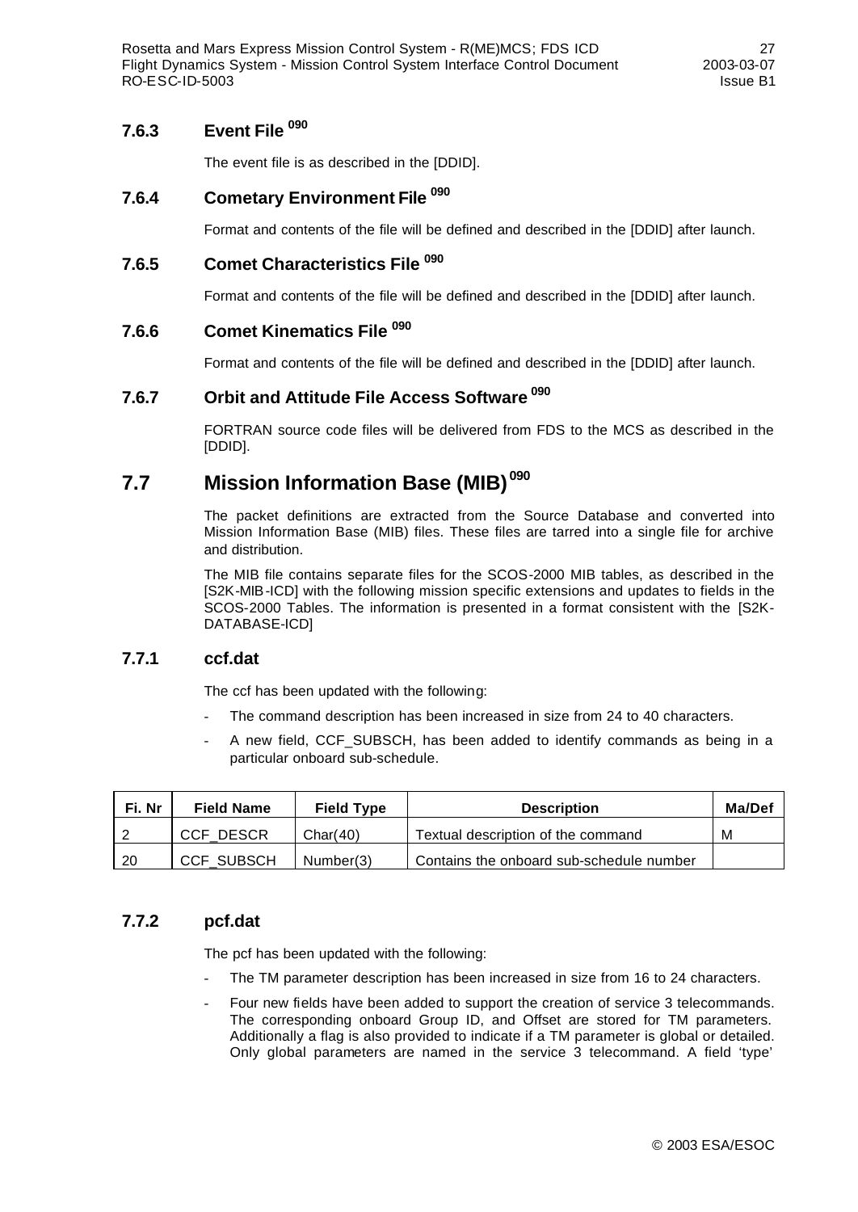### 7.6.3 Event File [090]

The event file is as described in the [DDID].

### 7.6.4 Cometary Environment File [090]

Format and contents of the file will be defined and described in the [DDID] after launch.

### 7.6.5 Comet Characteristics File [090]

Format and contents of the file will be defined and described in the [DDID] after launch.

### 7.6.6 Comet Kinematics File [090]

Format and contents of the file will be defined and described in the [DDID] after launch.

### 7.6.7 Orbit and Attitude File Access Software [090]

FORTRAN source code files will be delivered from FDS to the MCS as described in the [DDID].

## 7.7 Mission Information Base (MIB) [090]

The packet definitions are extracted from the Source Database and converted into Mission Information Base (MIB) files. These files are tarred into a single file for archive and distribution.

The MIB file contains separate files for the SCOS-2000 MIB tables, as described in the [S2K-MIB-ICD] with the following mission specific extensions and updates to fields in the SCOS-2000 Tables. The information is presented in a format consistent with the [S2K-DATABASE-ICD]

### 7.7.1 ccf.dat

The ccf has been updated with the following:

- The command description has been increased in size from 24 to 40 characters.
- A new field, CCF_SUBSCH, has been added to identify commands as being in a particular onboard sub-schedule.

| Fi. Nr | Field Name | Field Type | Description | Ma/Def |
|---|---|---|---|---|
| 2 | CCF_DESCR | Char(40) | Textual description of the command | M |
| 20 | CCF_SUBSCH | Number(3) | Contains the onboard sub-schedule number | |

### 7.7.2 pcf.dat

The pcf has been updated with the following:

- The TM parameter description has been increased in size from 16 to 24 characters.
- Four new fields have been added to support the creation of service 3 telecommands. The corresponding onboard Group ID, and Offset are stored for TM parameters. Additionally a flag is also provided to indicate if a TM parameter is global or detailed. Only global parameters are named in the service 3 telecommand. A field 'type'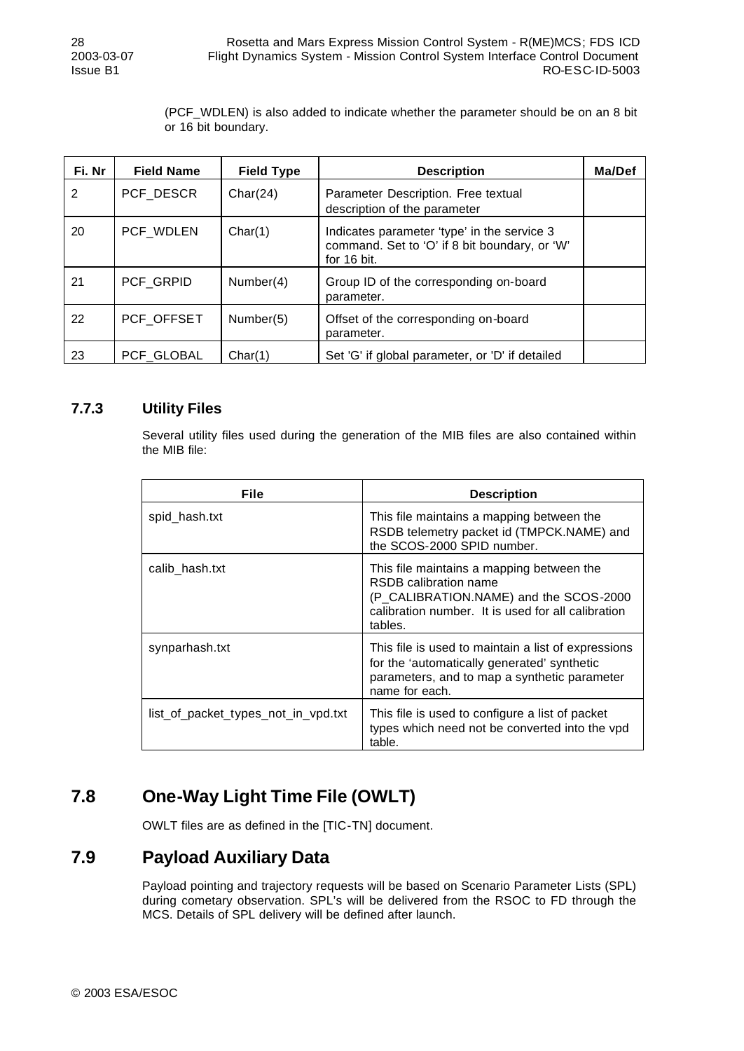(PCF_WDLEN) is also added to indicate whether the parameter should be on an 8 bit or 16 bit boundary.

| Fi. Nr | Field Name | Field Type | Description | Ma/Def |
|---|---|---|---|---|
| 2 | PCF_DESCR | Char(24) | Parameter Description. Free textual description of the parameter | |
| 20 | PCF_WDLEN | Char(1) | Indicates parameter 'type' in the service 3 command. Set to 'O' if 8 bit boundary, or 'W' for 16 bit. | |
| 21 | PCF_GRPID | Number(4) | Group ID of the corresponding on-board parameter. | |
| 22 | PCF_OFFSET | Number(5) | Offset of the corresponding on-board parameter. | |
| 23 | PCF_GLOBAL | Char(1) | Set 'G' if global parameter, or 'D' if detailed | |

### 7.7.3 Utility Files

Several utility files used during the generation of the MIB files are also contained within the MIB file:

| File | Description |
|---|---|
| spid_hash.txt | This file maintains a mapping between the RSDB telemetry packet id (TMPCK.NAME) and the SCOS-2000 SPID number. |
| calib_hash.txt | This file maintains a mapping between the RSDB calibration name (P_CALIBRATION.NAME) and the SCOS-2000 calibration number. It is used for all calibration tables. |
| synparhash.txt | This file is used to maintain a list of expressions for the 'automatically generated' synthetic parameters, and to map a synthetic parameter name for each. |
| list_of_packet_types_not_in_vpd.txt | This file is used to configure a list of packet types which need not be converted into the vpd table. |

## 7.8 One-Way Light Time File (OWLT)

OWLT files are as defined in the [TIC-TN] document.

## 7.9 Payload Auxiliary Data

Payload pointing and trajectory requests will be based on Scenario Parameter Lists (SPL) during cometary observation. SPL's will be delivered from the RSOC to FD through the MCS. Details of SPL delivery will be defined after launch.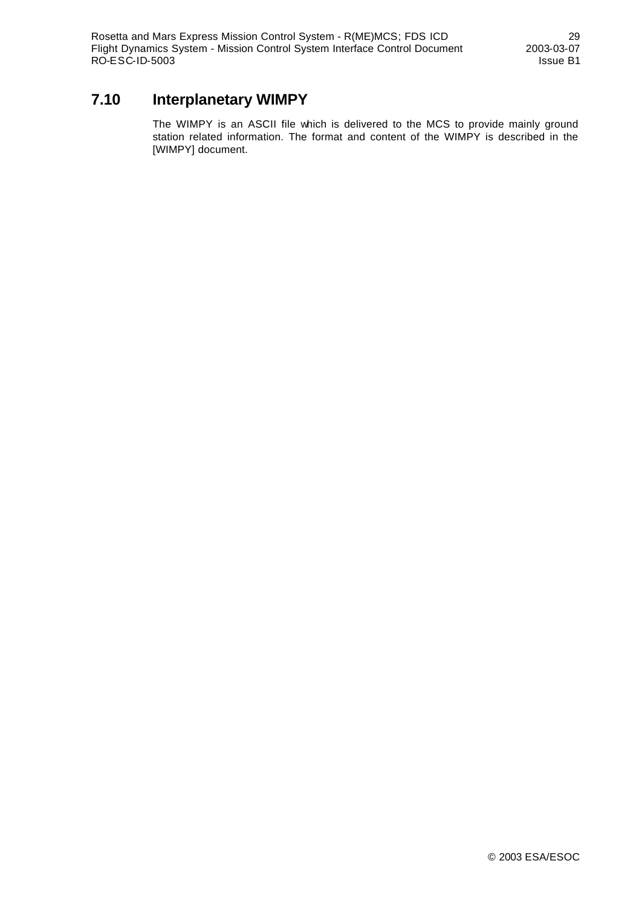## 7.10 Interplanetary WIMPY

The WIMPY is an ASCII file which is delivered to the MCS to provide mainly ground station related information. The format and content of the WIMPY is described in the [WIMPY] document.